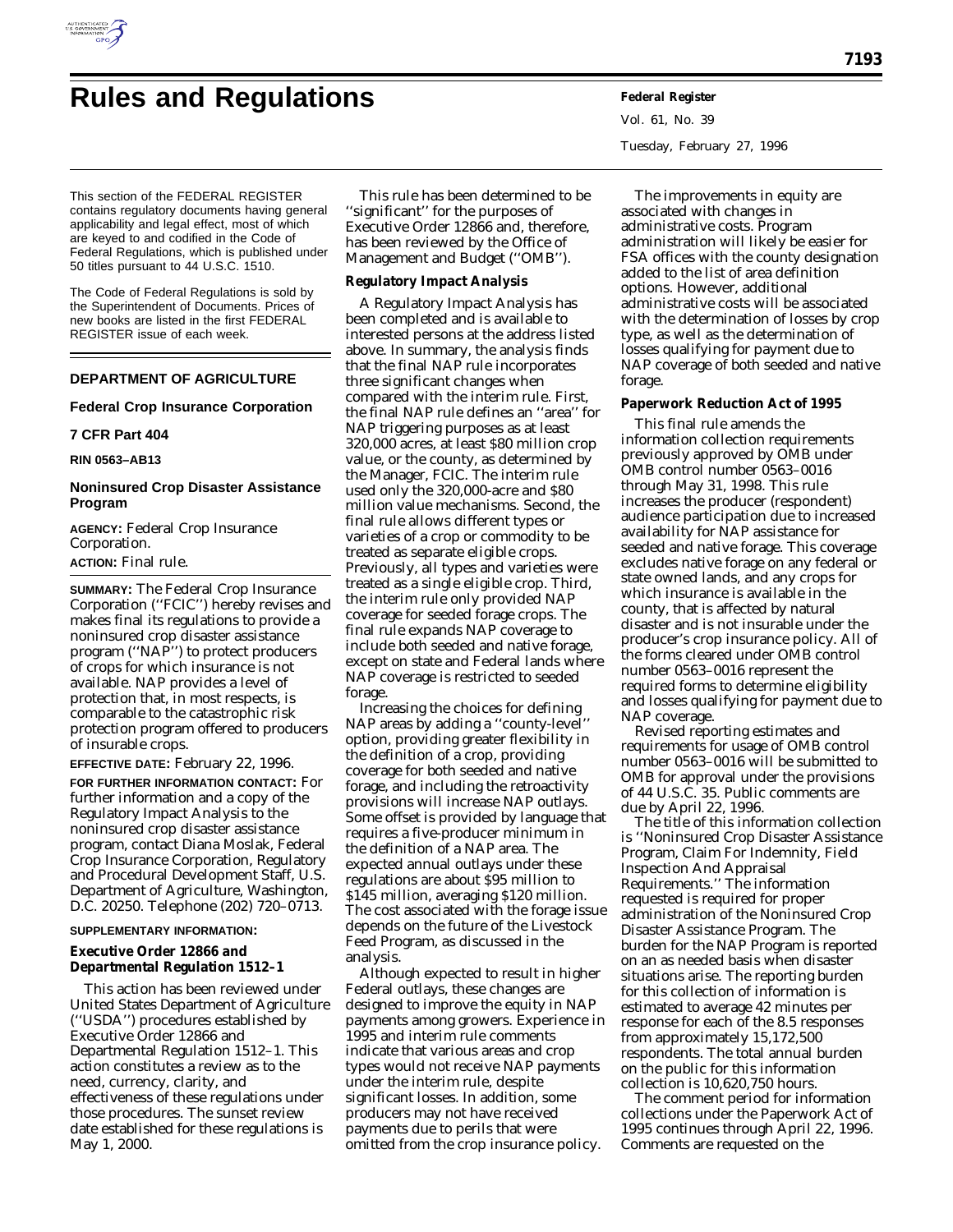# Rules and Regulations

This section of the FEDERAL REGISTER contains regulatory documents having general applicability and legal effect, most of which are keyed to and codified in the Code of Federal Regulations, which is published under 50 titles pursuant to 44 U.S.C. 1510.

The Code of Federal Regulations is sold by the Superintendent of Documents. Prices of new books are listed in the first FEDERAL REGISTER issue of each week.

## DEPARTMENT OF AGRICULTURE

### Federal Crop Insurance Corporation

### 7 CFR Part 404

**RIN 0563–AB13**

### Noninsured Crop Disaster Assistance Program

**AGENCY:** Federal Crop Insurance Corporation.

**ACTION:** Final rule.

**SUMMARY:** The Federal Crop Insurance Corporation (''FCIC'') hereby revises and makes final its regulations to provide a noninsured crop disaster assistance program (''NAP'') to protect producers of crops for which insurance is not available. NAP provides a level of protection that, in most respects, is comparable to the catastrophic risk protection program offered to producers of insurable crops.

**EFFECTIVE DATE:** February 22, 1996.

**FOR FURTHER INFORMATION CONTACT:** For further information and a copy of the Regulatory Impact Analysis to the noninsured crop disaster assistance program, contact Diana Moslak, Federal Crop Insurance Corporation, Regulatory and Procedural Development Staff, U.S. Department of Agriculture, Washington, D.C. 20250. Telephone (202) 720–0713.

**SUPPLEMENTARY INFORMATION:**

**Executive Order 12866 and Departmental Regulation 1512–1**

This action has been reviewed under United States Department of Agriculture (''USDA'') procedures established by Executive Order 12866 and Departmental Regulation 1512–1. This action constitutes a review as to the need, currency, clarity, and effectiveness of these regulations under those procedures. The sunset review date established for these regulations is May 1, 2000.

This rule has been determined to be ''significant'' for the purposes of Executive Order 12866 and, therefore, has been reviewed by the Office of Management and Budget (''OMB'').

**Regulatory Impact Analysis**

A Regulatory Impact Analysis has been completed and is available to interested persons at the address listed above. In summary, the analysis finds that the final NAP rule incorporates three significant changes when compared with the interim rule. First, the final NAP rule defines an ''area'' for NAP triggering purposes as at least 320,000 acres, at least $80 million crop value, or the county, as determined by the Manager, FCIC. The interim rule used only the 320,000-acre and $80 million value mechanisms. Second, the final rule allows different types or varieties of a crop or commodity to be treated as separate eligible crops. Previously, all types and varieties were treated as a single eligible crop. Third, the interim rule only provided NAP coverage for seeded forage crops. The final rule expands NAP coverage to include both seeded and native forage, except on state and Federal lands where NAP coverage is restricted to seeded forage.

Increasing the choices for defining NAP areas by adding a ''county-level'' option, providing greater flexibility in the definition of a crop, providing coverage for both seeded and native forage, and including the retroactivity provisions will increase NAP outlays. Some offset is provided by language that requires a five-producer minimum in the definition of a NAP area. The expected annual outlays under these regulations are about $95 million to $145 million, averaging $120 million. The cost associated with the forage issue depends on the future of the Livestock Feed Program, as discussed in the analysis.

Although expected to result in higher Federal outlays, these changes are designed to improve the equity in NAP payments among growers. Experience in 1995 and interim rule comments indicate that various areas and crop types would not receive NAP payments under the interim rule, despite significant losses. In addition, some producers may not have received payments due to perils that were omitted from the crop insurance policy.

The improvements in equity are associated with changes in administrative costs. Program administration will likely be easier for FSA offices with the county designation added to the list of area definition options. However, additional administrative costs will be associated with the determination of losses by crop type, as well as the determination of losses qualifying for payment due to NAP coverage of both seeded and native forage.

**Paperwork Reduction Act of 1995**

This final rule amends the information collection requirements previously approved by OMB under OMB control number 0563–0016 through May 31, 1998. This rule increases the producer (respondent) audience participation due to increased availability for NAP assistance for seeded and native forage. This coverage excludes native forage on any federal or state owned lands, and any crops for which insurance is available in the county, that is affected by natural disaster and is not insurable under the producer's crop insurance policy. All of the forms cleared under OMB control number 0563–0016 represent the required forms to determine eligibility and losses qualifying for payment due to NAP coverage.

Revised reporting estimates and requirements for usage of OMB control number 0563–0016 will be submitted to OMB for approval under the provisions of 44 U.S.C. 35. Public comments are due by April 22, 1996.

The title of this information collection is ''Noninsured Crop Disaster Assistance Program, Claim For Indemnity, Field Inspection And Appraisal Requirements.'' The information requested is required for proper administration of the Noninsured Crop Disaster Assistance Program. The burden for the NAP Program is reported on an as needed basis when disaster situations arise. The reporting burden for this collection of information is estimated to average 42 minutes per response for each of the 8.5 responses from approximately 15,172,500 respondents. The total annual burden on the public for this information collection is 10,620,750 hours.

The comment period for information collections under the Paperwork Act of 1995 continues through April 22, 1996. Comments are requested on the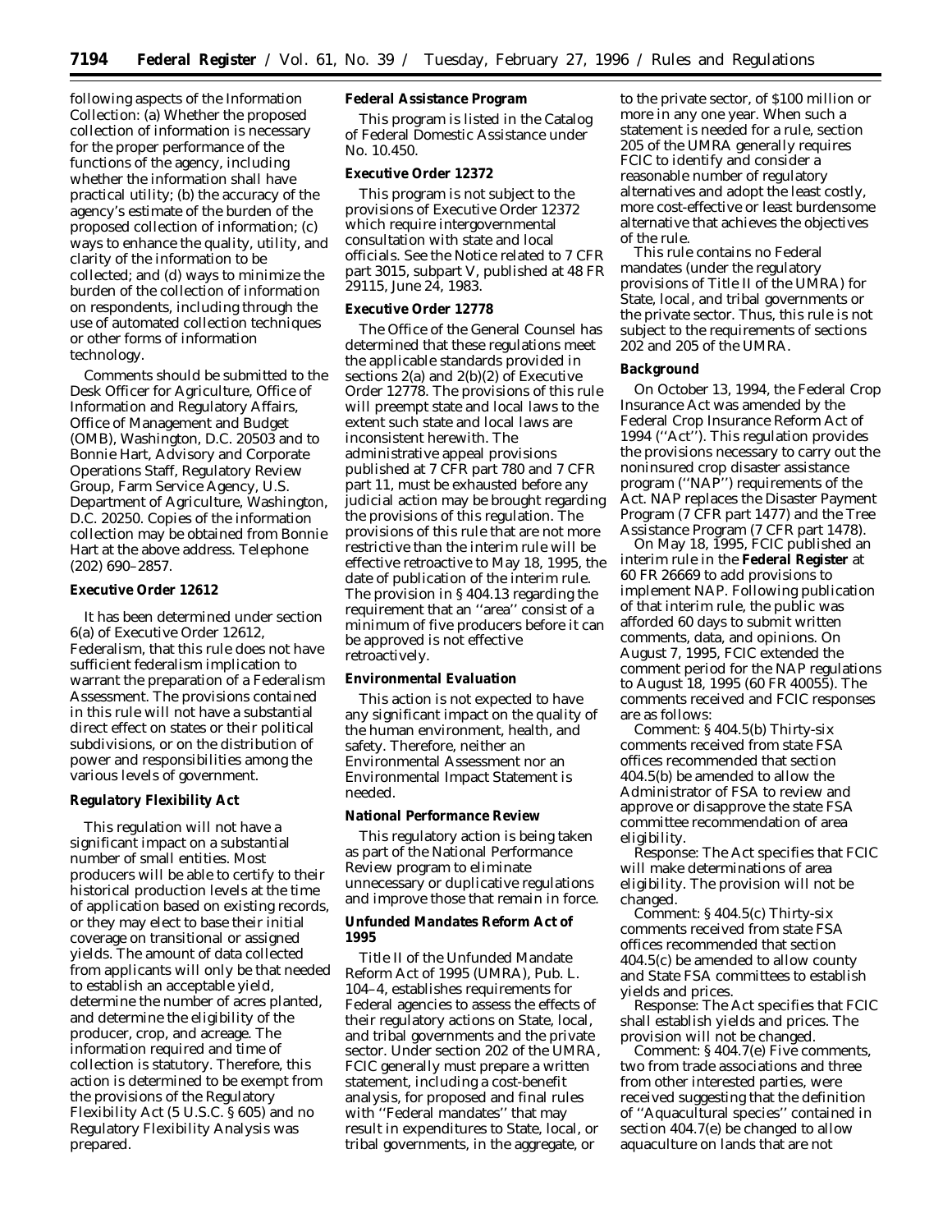following aspects of the Information Collection: (a) Whether the proposed collection of information is necessary for the proper performance of the functions of the agency, including whether the information shall have practical utility; (b) the accuracy of the agency's estimate of the burden of the proposed collection of information; (c) ways to enhance the quality, utility, and clarity of the information to be collected; and (d) ways to minimize the burden of the collection of information on respondents, including through the use of automated collection techniques or other forms of information technology.

Comments should be submitted to the Desk Officer for Agriculture, Office of Information and Regulatory Affairs, Office of Management and Budget (OMB), Washington, D.C. 20503 and to Bonnie Hart, Advisory and Corporate Operations Staff, Regulatory Review Group, Farm Service Agency, U.S. Department of Agriculture, Washington, D.C. 20250. Copies of the information collection may be obtained from Bonnie Hart at the above address. Telephone (202) 690–2857.

**Executive Order 12612**

It has been determined under section 6(a) of Executive Order 12612, Federalism, that this rule does not have sufficient federalism implication to warrant the preparation of a Federalism Assessment. The provisions contained in this rule will not have a substantial direct effect on states or their political subdivisions, or on the distribution of power and responsibilities among the various levels of government.

**Regulatory Flexibility Act**

This regulation will not have a significant impact on a substantial number of small entities. Most producers will be able to certify to their historical production levels at the time of application based on existing records, or they may elect to base their initial coverage on transitional or assigned yields. The amount of data collected from applicants will only be that needed to establish an acceptable yield, determine the number of acres planted, and determine the eligibility of the producer, crop, and acreage. The information required and time of collection is statutory. Therefore, this action is determined to be exempt from the provisions of the Regulatory Flexibility Act (5 U.S.C. § 605) and no Regulatory Flexibility Analysis was prepared.

**Federal Assistance Program**

This program is listed in the Catalog of Federal Domestic Assistance under No. 10.450.

**Executive Order 12372**

This program is not subject to the provisions of Executive Order 12372 which require intergovernmental consultation with state and local officials. See the Notice related to 7 CFR part 3015, subpart V, published at 48 FR 29115, June 24, 1983.

**Executive Order 12778**

The Office of the General Counsel has determined that these regulations meet the applicable standards provided in sections 2(a) and 2(b)(2) of Executive Order 12778. The provisions of this rule will preempt state and local laws to the extent such state and local laws are inconsistent herewith. The administrative appeal provisions published at 7 CFR part 780 and 7 CFR part 11, must be exhausted before any judicial action may be brought regarding the provisions of this regulation. The provisions of this rule that are not more restrictive than the interim rule will be effective retroactive to May 18, 1995, the date of publication of the interim rule. The provision in § 404.13 regarding the requirement that an ''area'' consist of a minimum of five producers before it can be approved is not effective retroactively.

**Environmental Evaluation**

This action is not expected to have any significant impact on the quality of the human environment, health, and safety. Therefore, neither an Environmental Assessment nor an Environmental Impact Statement is needed.

**National Performance Review**

This regulatory action is being taken as part of the National Performance Review program to eliminate unnecessary or duplicative regulations and improve those that remain in force.

**Unfunded Mandates Reform Act of 1995**

Title II of the Unfunded Mandate Reform Act of 1995 (UMRA), Pub. L. 104–4, establishes requirements for Federal agencies to assess the effects of their regulatory actions on State, local, and tribal governments and the private sector. Under section 202 of the UMRA, FCIC generally must prepare a written statement, including a cost-benefit analysis, for proposed and final rules with ''Federal mandates'' that may result in expenditures to State, local, or tribal governments, in the aggregate, or to the private sector, of $100 million or more in any one year. When such a statement is needed for a rule, section 205 of the UMRA generally requires FCIC to identify and consider a reasonable number of regulatory alternatives and adopt the least costly, more cost-effective or least burdensome alternative that achieves the objectives of the rule.

This rule contains no Federal mandates (under the regulatory provisions of Title II of the UMRA) for State, local, and tribal governments or the private sector. Thus, this rule is not subject to the requirements of sections 202 and 205 of the UMRA.

**Background**

On October 13, 1994, the Federal Crop Insurance Act was amended by the Federal Crop Insurance Reform Act of 1994 (''Act''). This regulation provides the provisions necessary to carry out the noninsured crop disaster assistance program (''NAP'') requirements of the Act. NAP replaces the Disaster Payment Program (7 CFR part 1477) and the Tree Assistance Program (7 CFR part 1478).

On May 18, 1995, FCIC published an interim rule in the **Federal Register** at 60 FR 26669 to add provisions to implement NAP. Following publication of that interim rule, the public was afforded 60 days to submit written comments, data, and opinions. On August 7, 1995, FCIC extended the comment period for the NAP regulations to August 18, 1995 (60 FR 40055). The comments received and FCIC responses are as follows:

*Comment:* § 404.5(b) Thirty-six comments received from state FSA offices recommended that section 404.5(b) be amended to allow the Administrator of FSA to review and approve or disapprove the state FSA committee recommendation of area eligibility.

*Response:* The Act specifies that FCIC will make determinations of area eligibility. The provision will not be changed.

*Comment:* § 404.5(c) Thirty-six comments received from state FSA offices recommended that section 404.5(c) be amended to allow county and State FSA committees to establish yields and prices.

*Response:* The Act specifies that FCIC shall establish yields and prices. The provision will not be changed.

*Comment:* § 404.7(e) Five comments, two from trade associations and three from other interested parties, were received suggesting that the definition of ''Aquacultural species'' contained in section 404.7(e) be changed to allow aquaculture on lands that are not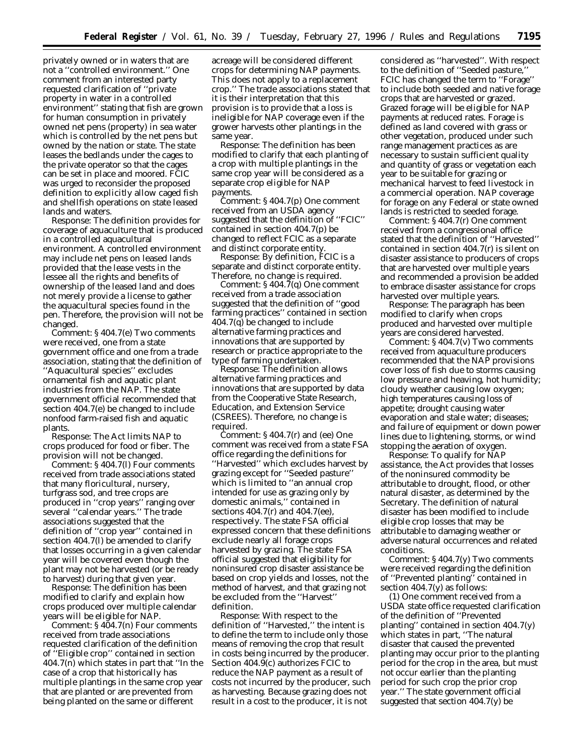privately owned or in waters that are not a ''controlled environment.'' One comment from an interested party requested clarification of ''private property in water in a controlled environment'' stating that fish are grown for human consumption in privately owned net pens (property) in sea water which is controlled by the net pens but owned by the nation or state. The state leases the bedlands under the cages to the private operator so that the cages can be set in place and moored. FCIC was urged to reconsider the proposed definition to explicitly allow caged fish and shellfish operations on state leased lands and waters.

*Response:* The definition provides for coverage of aquaculture that is produced in a controlled aquacultural environment. A controlled environment may include net pens on leased lands provided that the lease vests in the lessee all the rights and benefits of ownership of the leased land and does not merely provide a license to gather the aquacultural species found in the pen. Therefore, the provision will not be changed.

*Comment:* § 404.7(e) Two comments were received, one from a state government office and one from a trade association, stating that the definition of ''Aquacultural species'' excludes ornamental fish and aquatic plant industries from the NAP. The state government official recommended that section 404.7(e) be changed to include nonfood farm-raised fish and aquatic plants.

*Response:* The Act limits NAP to crops produced for food or fiber. The provision will not be changed.

*Comment:* § 404.7(l) Four comments received from trade associations stated that many floricultural, nursery, turfgrass sod, and tree crops are produced in ''crop years'' ranging over several ''calendar years.'' The trade associations suggested that the definition of ''crop year'' contained in section 404.7(l) be amended to clarify that losses occurring in a given calendar year will be covered even though the plant may not be harvested (or be ready to harvest) during that given year.

*Response:* The definition has been modified to clarify and explain how crops produced over multiple calendar years will be eligible for NAP.

*Comment:* § 404.7(n) Four comments received from trade associations requested clarification of the definition of ''Eligible crop'' contained in section 404.7(n) which states in part that ''In the case of a crop that historically has multiple plantings in the same crop year that are planted or are prevented from being planted on the same or different acreage will be considered different crops for determining NAP payments. This does not apply to a replacement crop.'' The trade associations stated that it is their interpretation that this provision is to provide that a loss is ineligible for NAP coverage even if the grower harvests other plantings in the same year.

*Response:* The definition has been modified to clarify that each planting of a crop with multiple plantings in the same crop year will be considered as a separate crop eligible for NAP payments.

*Comment:* § 404.7(p) One comment received from an USDA agency suggested that the definition of ''FCIC'' contained in section 404.7(p) be changed to reflect FCIC as a separate and distinct corporate entity.

*Response:* By definition, FCIC is a separate and distinct corporate entity. Therefore, no change is required.

*Comment:* § 404.7(q) One comment received from a trade association suggested that the definition of ''good farming practices'' contained in section 404.7(q) be changed to include alternative farming practices and innovations that are supported by research or practice appropriate to the type of farming undertaken.

*Response:* The definition allows alternative farming practices and innovations that are supported by data from the Cooperative State Research, Education, and Extension Service (CSREES). Therefore, no change is required.

*Comment:* § 404.7(r) and (ee) One comment was received from a state FSA office regarding the definitions for ''Harvested'' which excludes harvest by grazing except for ''Seeded pasture'' which is limited to ''an annual crop intended for use as grazing only by domestic animals,'' contained in sections 404.7(r) and 404.7(ee), respectively. The state FSA official expressed concern that these definitions exclude nearly all forage crops harvested by grazing. The state FSA official suggested that eligibility for noninsured crop disaster assistance be based on crop yields and losses, not the method of harvest, and that grazing not be excluded from the ''Harvest'' definition.

*Response:* With respect to the definition of ''Harvested,'' the intent is to define the term to include only those means of removing the crop that result in costs being incurred by the producer. Section 404.9(c) authorizes FCIC to reduce the NAP payment as a result of costs not incurred by the producer, such as harvesting. Because grazing does not result in a cost to the producer, it is not considered as ''harvested''. With respect to the definition of ''Seeded pasture,'' FCIC has changed the term to ''Forage'' to include both seeded and native forage crops that are harvested or grazed. Grazed forage will be eligible for NAP payments at reduced rates. Forage is defined as land covered with grass or other vegetation, produced under such range management practices as are necessary to sustain sufficient quality and quantity of grass or vegetation each year to be suitable for grazing or mechanical harvest to feed livestock in a commercial operation. NAP coverage for forage on any Federal or state owned lands is restricted to seeded forage.

*Comment:* § 404.7(r) One comment received from a congressional office stated that the definition of ''Harvested'' contained in section 404.7(r) is silent on disaster assistance to producers of crops that are harvested over multiple years and recommended a provision be added to embrace disaster assistance for crops harvested over multiple years.

*Response:* The paragraph has been modified to clarify when crops produced and harvested over multiple years are considered harvested.

*Comment:* § 404.7(v) Two comments received from aquaculture producers recommended that the NAP provisions cover loss of fish due to storms causing low pressure and heaving, hot humidity; cloudy weather causing low oxygen; high temperatures causing loss of appetite; drought causing water evaporation and stale water; diseases; and failure of equipment or down power lines due to lightening, storms, or wind stopping the aeration of oxygen.

*Response:* To qualify for NAP assistance, the Act provides that losses of the noninsured commodity be attributable to drought, flood, or other natural disaster, as determined by the Secretary. The definition of natural disaster has been modified to include eligible crop losses that may be attributable to damaging weather or adverse natural occurrences and related conditions.

*Comment:* § 404.7(y) Two comments were received regarding the definition of ''Prevented planting'' contained in section 404.7(y) as follows:

(1) One comment received from a USDA state office requested clarification of the definition of ''Prevented planting'' contained in section 404.7(y) which states in part, ''The natural disaster that caused the prevented planting may occur prior to the planting period for the crop in the area, but must not occur earlier than the planting period for such crop the prior crop year.'' The state government official suggested that section 404.7(y) be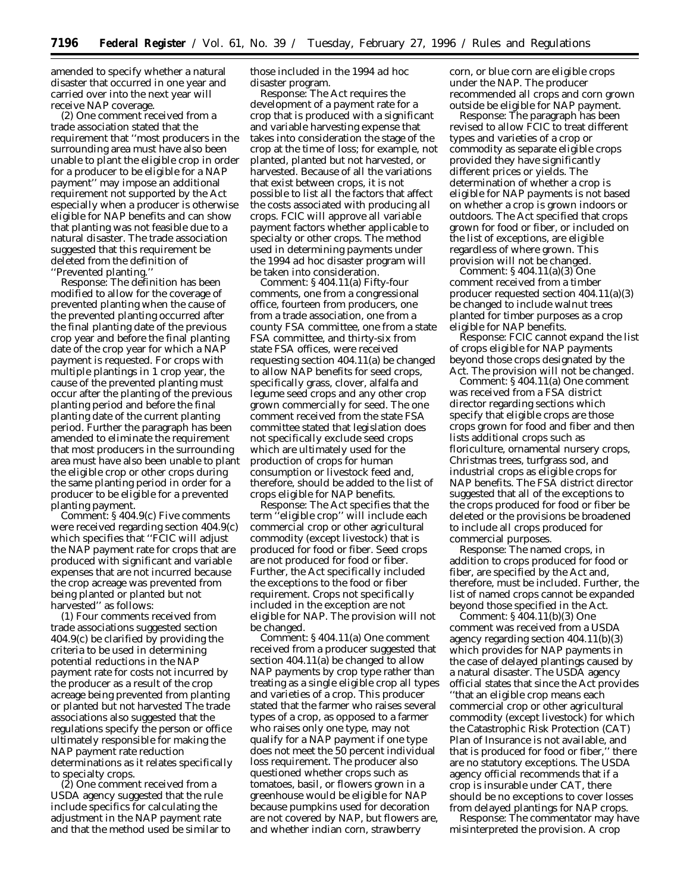amended to specify whether a natural disaster that occurred in one year and carried over into the next year will receive NAP coverage.

(2) One comment received from a trade association stated that the requirement that ''most producers in the surrounding area must have also been unable to plant the eligible crop in order for a producer to be eligible for a NAP payment'' may impose an additional requirement not supported by the Act especially when a producer is otherwise eligible for NAP benefits and can show that planting was not feasible due to a natural disaster. The trade association suggested that this requirement be deleted from the definition of ''Prevented planting.''

Response: The definition has been modified to allow for the coverage of prevented planting when the cause of the prevented planting occurred after the final planting date of the previous crop year and before the final planting date of the crop year for which a NAP payment is requested. For crops with multiple plantings in 1 crop year, the cause of the prevented planting must occur after the planting of the previous planting period and before the final planting date of the current planting period. Further the paragraph has been amended to eliminate the requirement that most producers in the surrounding area must have also been unable to plant the eligible crop or other crops during the same planting period in order for a producer to be eligible for a prevented planting payment.

Comment: § 404.9(c) Five comments were received regarding section 404.9(c) which specifies that ''FCIC will adjust the NAP payment rate for crops that are produced with significant and variable expenses that are not incurred because the crop acreage was prevented from being planted or planted but not harvested'' as follows:

(1) Four comments received from trade associations suggested section 404.9(c) be clarified by providing the criteria to be used in determining potential reductions in the NAP payment rate for costs not incurred by the producer as a result of the crop acreage being prevented from planting or planted but not harvested The trade associations also suggested that the regulations specify the person or office ultimately responsible for making the NAP payment rate reduction determinations as it relates specifically to specialty crops.

(2) One comment received from a USDA agency suggested that the rule include specifics for calculating the adjustment in the NAP payment rate and that the method used be similar to those included in the 1994 ad hoc disaster program.

Response: The Act requires the development of a payment rate for a crop that is produced with a significant and variable harvesting expense that takes into consideration the stage of the crop at the time of loss; for example, not planted, planted but not harvested, or harvested. Because of all the variations that exist between crops, it is not possible to list all the factors that affect the costs associated with producing all crops. FCIC will approve all variable payment factors whether applicable to specialty or other crops. The method used in determining payments under the 1994 ad hoc disaster program will be taken into consideration.

Comment: § 404.11(a) Fifty-four comments, one from a congressional office, fourteen from producers, one from a trade association, one from a county FSA committee, one from a state FSA committee, and thirty-six from state FSA offices, were received requesting section 404.11(a) be changed to allow NAP benefits for seed crops, specifically grass, clover, alfalfa and legume seed crops and any other crop grown commercially for seed. The one comment received from the state FSA committee stated that legislation does not specifically exclude seed crops which are ultimately used for the production of crops for human consumption or livestock feed and, therefore, should be added to the list of crops eligible for NAP benefits.

Response: The Act specifies that the term ''eligible crop'' will include each commercial crop or other agricultural commodity (except livestock) that is produced for food or fiber. Seed crops are not produced for food or fiber. Further, the Act specifically included the exceptions to the food or fiber requirement. Crops not specifically included in the exception are not eligible for NAP. The provision will not be changed.

Comment: § 404.11(a) One comment received from a producer suggested that section 404.11(a) be changed to allow NAP payments by crop type rather than treating as a single eligible crop all types and varieties of a crop. This producer stated that the farmer who raises several types of a crop, as opposed to a farmer who raises only one type, may not qualify for a NAP payment if one type does not meet the 50 percent individual loss requirement. The producer also questioned whether crops such as tomatoes, basil, or flowers grown in a greenhouse would be eligible for NAP because pumpkins used for decoration are not covered by NAP, but flowers are, and whether indian corn, strawberry corn, or blue corn are eligible crops under the NAP. The producer recommended all crops and corn grown outside be eligible for NAP payment.

Response: The paragraph has been revised to allow FCIC to treat different types and varieties of a crop or commodity as separate eligible crops provided they have significantly different prices or yields. The determination of whether a crop is eligible for NAP payments is not based on whether a crop is grown indoors or outdoors. The Act specified that crops grown for food or fiber, or included on the list of exceptions, are eligible regardless of where grown. This provision will not be changed.

Comment: § 404.11(a)(3) One comment received from a timber producer requested section 404.11(a)(3) be changed to include walnut trees planted for timber purposes as a crop eligible for NAP benefits.

Response: FCIC cannot expand the list of crops eligible for NAP payments beyond those crops designated by the Act. The provision will not be changed.

Comment: § 404.11(a) One comment was received from a FSA district director regarding sections which specify that eligible crops are those crops grown for food and fiber and then lists additional crops such as floriculture, ornamental nursery crops, Christmas trees, turfgrass sod, and industrial crops as eligible crops for NAP benefits. The FSA district director suggested that all of the exceptions to the crops produced for food or fiber be deleted or the provisions be broadened to include all crops produced for commercial purposes.

Response: The named crops, in addition to crops produced for food or fiber, are specified by the Act and, therefore, must be included. Further, the list of named crops cannot be expanded beyond those specified in the Act.

Comment: § 404.11(b)(3) One comment was received from a USDA agency regarding section 404.11(b)(3) which provides for NAP payments in the case of delayed plantings caused by a natural disaster. The USDA agency official states that since the Act provides ''that an eligible crop means each commercial crop or other agricultural commodity (except livestock) for which the Catastrophic Risk Protection (CAT) Plan of Insurance is not available, and that is produced for food or fiber,'' there are no statutory exceptions. The USDA agency official recommends that if a crop is insurable under CAT, there should be no exceptions to cover losses from delayed plantings for NAP crops.

Response: The commentator may have misinterpreted the provision. A crop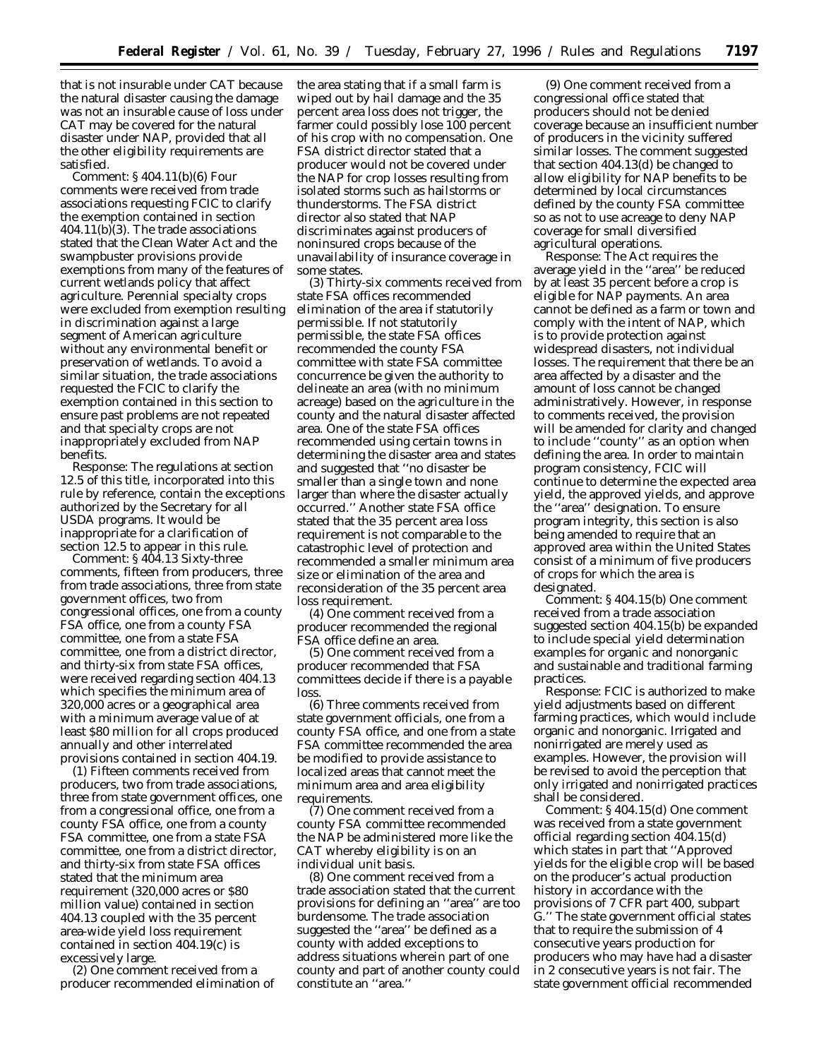that is not insurable under CAT because the natural disaster causing the damage was not an insurable cause of loss under CAT may be covered for the natural disaster under NAP, provided that all the other eligibility requirements are satisfied.

*Comment:* § 404.11(b)(6) Four comments were received from trade associations requesting FCIC to clarify the exemption contained in section 404.11(b)(3). The trade associations stated that the Clean Water Act and the swampbuster provisions provide exemptions from many of the features of current wetlands policy that affect agriculture. Perennial specialty crops were excluded from exemption resulting in discrimination against a large segment of American agriculture without any environmental benefit or preservation of wetlands. To avoid a similar situation, the trade associations requested the FCIC to clarify the exemption contained in this section to ensure past problems are not repeated and that specialty crops are not inappropriately excluded from NAP benefits.

*Response:* The regulations at section 12.5 of this title, incorporated into this rule by reference, contain the exceptions authorized by the Secretary for all USDA programs. It would be inappropriate for a clarification of section 12.5 to appear in this rule.

*Comment:* § 404.13 Sixty-three comments, fifteen from producers, three from trade associations, three from state government offices, two from congressional offices, one from a county FSA office, one from a county FSA committee, one from a state FSA committee, one from a district director, and thirty-six from state FSA offices, were received regarding section 404.13 which specifies the minimum area of 320,000 acres or a geographical area with a minimum average value of at least $80 million for all crops produced annually and other interrelated provisions contained in section 404.19.

(1) Fifteen comments received from producers, two from trade associations, three from state government offices, one from a congressional office, one from a county FSA office, one from a county FSA committee, one from a state FSA committee, one from a district director, and thirty-six from state FSA offices stated that the minimum area requirement (320,000 acres or $80 million value) contained in section 404.13 coupled with the 35 percent area-wide yield loss requirement contained in section 404.19(c) is excessively large.

(2) One comment received from a producer recommended elimination of the area stating that if a small farm is wiped out by hail damage and the 35 percent area loss does not trigger, the farmer could possibly lose 100 percent of his crop with no compensation. One FSA district director stated that a producer would not be covered under the NAP for crop losses resulting from isolated storms such as hailstorms or thunderstorms. The FSA district director also stated that NAP discriminates against producers of noninsured crops because of the unavailability of insurance coverage in some states.

(3) Thirty-six comments received from state FSA offices recommended elimination of the area if statutorily permissible. If not statutorily permissible, the state FSA offices recommended the county FSA committee with state FSA committee concurrence be given the authority to delineate an area (with no minimum acreage) based on the agriculture in the county and the natural disaster affected area. One of the state FSA offices recommended using certain towns in determining the disaster area and states and suggested that ''no disaster be smaller than a single town and none larger than where the disaster actually occurred.'' Another state FSA office stated that the 35 percent area loss requirement is not comparable to the catastrophic level of protection and recommended a smaller minimum area size or elimination of the area and reconsideration of the 35 percent area loss requirement.

(4) One comment received from a producer recommended the regional FSA office define an area.

(5) One comment received from a producer recommended that FSA committees decide if there is a payable loss.

(6) Three comments received from state government officials, one from a county FSA office, and one from a state FSA committee recommended the area be modified to provide assistance to localized areas that cannot meet the minimum area and area eligibility requirements.

(7) One comment received from a county FSA committee recommended the NAP be administered more like the CAT whereby eligibility is on an individual unit basis.

(8) One comment received from a trade association stated that the current provisions for defining an ''area'' are too burdensome. The trade association suggested the ''area'' be defined as a county with added exceptions to address situations wherein part of one county and part of another county could constitute an ''area.''

(9) One comment received from a congressional office stated that producers should not be denied coverage because an insufficient number of producers in the vicinity suffered similar losses. The comment suggested that section 404.13(d) be changed to allow eligibility for NAP benefits to be determined by local circumstances defined by the county FSA committee so as not to use acreage to deny NAP coverage for small diversified agricultural operations.

*Response:* The Act requires the average yield in the ''area'' be reduced by at least 35 percent before a crop is eligible for NAP payments. An area cannot be defined as a farm or town and comply with the intent of NAP, which is to provide protection against widespread disasters, not individual losses. The requirement that there be an area affected by a disaster and the amount of loss cannot be changed administratively. However, in response to comments received, the provision will be amended for clarity and changed to include ''county'' as an option when defining the area. In order to maintain program consistency, FCIC will continue to determine the expected area yield, the approved yields, and approve the ''area'' designation. To ensure program integrity, this section is also being amended to require that an approved area within the United States consist of a minimum of five producers of crops for which the area is designated.

*Comment:* § 404.15(b) One comment received from a trade association suggested section 404.15(b) be expanded to include special yield determination examples for organic and nonorganic and sustainable and traditional farming practices.

*Response:* FCIC is authorized to make yield adjustments based on different farming practices, which would include organic and nonorganic. Irrigated and nonirrigated are merely used as examples. However, the provision will be revised to avoid the perception that only irrigated and nonirrigated practices shall be considered.

*Comment:* § 404.15(d) One comment was received from a state government official regarding section 404.15(d) which states in part that ''Approved yields for the eligible crop will be based on the producer's actual production history in accordance with the provisions of 7 CFR part 400, subpart G.'' The state government official states that to require the submission of 4 consecutive years production for producers who may have had a disaster in 2 consecutive years is not fair. The state government official recommended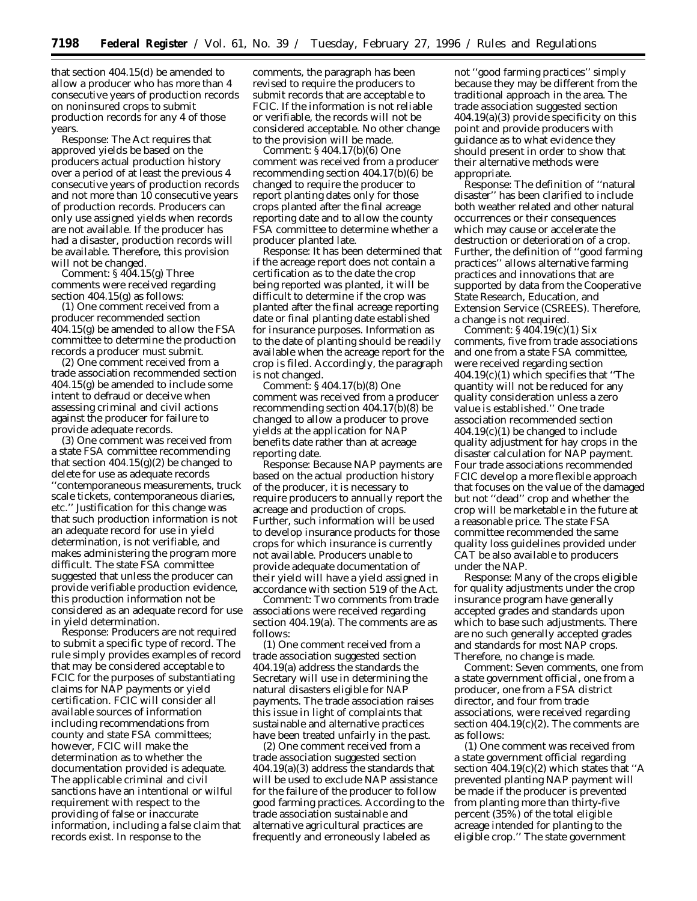that section 404.15(d) be amended to allow a producer who has more than 4 consecutive years of production records on noninsured crops to submit production records for any 4 of those years.

Response: The Act requires that approved yields be based on the producers actual production history over a period of at least the previous 4 consecutive years of production records and not more than 10 consecutive years of production records. Producers can only use assigned yields when records are not available. If the producer has had a disaster, production records will be available. Therefore, this provision will not be changed.

Comment: § 404.15(g) Three comments were received regarding section 404.15(g) as follows:

(1) One comment received from a producer recommended section 404.15(g) be amended to allow the FSA committee to determine the production records a producer must submit.

(2) One comment received from a trade association recommended section 404.15(g) be amended to include some intent to defraud or deceive when assessing criminal and civil actions against the producer for failure to provide adequate records.

(3) One comment was received from a state FSA committee recommending that section 404.15(g)(2) be changed to delete for use as adequate records ''contemporaneous measurements, truck scale tickets, contemporaneous diaries, etc.'' Justification for this change was that such production information is not an adequate record for use in yield determination, is not verifiable, and makes administering the program more difficult. The state FSA committee suggested that unless the producer can provide verifiable production evidence, this production information not be considered as an adequate record for use in yield determination.

Response: Producers are not required to submit a specific type of record. The rule simply provides examples of record that may be considered acceptable to FCIC for the purposes of substantiating claims for NAP payments or yield certification. FCIC will consider all available sources of information including recommendations from county and state FSA committees; however, FCIC will make the determination as to whether the documentation provided is adequate. The applicable criminal and civil sanctions have an intentional or wilful requirement with respect to the providing of false or inaccurate information, including a false claim that records exist. In response to the comments, the paragraph has been revised to require the producers to submit records that are acceptable to FCIC. If the information is not reliable or verifiable, the records will not be considered acceptable. No other change to the provision will be made.

Comment: § 404.17(b)(6) One comment was received from a producer recommending section 404.17(b)(6) be changed to require the producer to report planting dates only for those crops planted after the final acreage reporting date and to allow the county FSA committee to determine whether a producer planted late.

Response: It has been determined that if the acreage report does not contain a certification as to the date the crop being reported was planted, it will be difficult to determine if the crop was planted after the final acreage reporting date or final planting date established for insurance purposes. Information as to the date of planting should be readily available when the acreage report for the crop is filed. Accordingly, the paragraph is not changed.

Comment: § 404.17(b)(8) One comment was received from a producer recommending section 404.17(b)(8) be changed to allow a producer to prove yields at the application for NAP benefits date rather than at acreage reporting date.

Response: Because NAP payments are based on the actual production history of the producer, it is necessary to require producers to annually report the acreage and production of crops. Further, such information will be used to develop insurance products for those crops for which insurance is currently not available. Producers unable to provide adequate documentation of their yield will have a yield assigned in accordance with section 519 of the Act.

Comment: Two comments from trade associations were received regarding section 404.19(a). The comments are as follows:

(1) One comment received from a trade association suggested section 404.19(a) address the standards the Secretary will use in determining the natural disasters eligible for NAP payments. The trade association raises this issue in light of complaints that sustainable and alternative practices have been treated unfairly in the past.

(2) One comment received from a trade association suggested section 404.19(a)(3) address the standards that will be used to exclude NAP assistance for the failure of the producer to follow good farming practices. According to the trade association sustainable and alternative agricultural practices are frequently and erroneously labeled as not ''good farming practices'' simply because they may be different from the traditional approach in the area. The trade association suggested section 404.19(a)(3) provide specificity on this point and provide producers with guidance as to what evidence they should present in order to show that their alternative methods were appropriate.

Response: The definition of ''natural disaster'' has been clarified to include both weather related and other natural occurrences or their consequences which may cause or accelerate the destruction or deterioration of a crop. Further, the definition of ''good farming practices'' allows alternative farming practices and innovations that are supported by data from the Cooperative State Research, Education, and Extension Service (CSREES). Therefore, a change is not required.

Comment: § 404.19(c)(1) Six comments, five from trade associations and one from a state FSA committee, were received regarding section 404.19(c)(1) which specifies that ''The quantity will not be reduced for any quality consideration unless a zero value is established.'' One trade association recommended section 404.19(c)(1) be changed to include quality adjustment for hay crops in the disaster calculation for NAP payment. Four trade associations recommended FCIC develop a more flexible approach that focuses on the value of the damaged but not ''dead'' crop and whether the crop will be marketable in the future at a reasonable price. The state FSA committee recommended the same quality loss guidelines provided under CAT be also available to producers under the NAP.

Response: Many of the crops eligible for quality adjustments under the crop insurance program have generally accepted grades and standards upon which to base such adjustments. There are no such generally accepted grades and standards for most NAP crops. Therefore, no change is made.

Comment: Seven comments, one from a state government official, one from a producer, one from a FSA district director, and four from trade associations, were received regarding section 404.19(c)(2). The comments are as follows:

(1) One comment was received from a state government official regarding section 404.19(c)(2) which states that ''A prevented planting NAP payment will be made if the producer is prevented from planting more than thirty-five percent (35%) of the total eligible acreage intended for planting to the eligible crop.'' The state government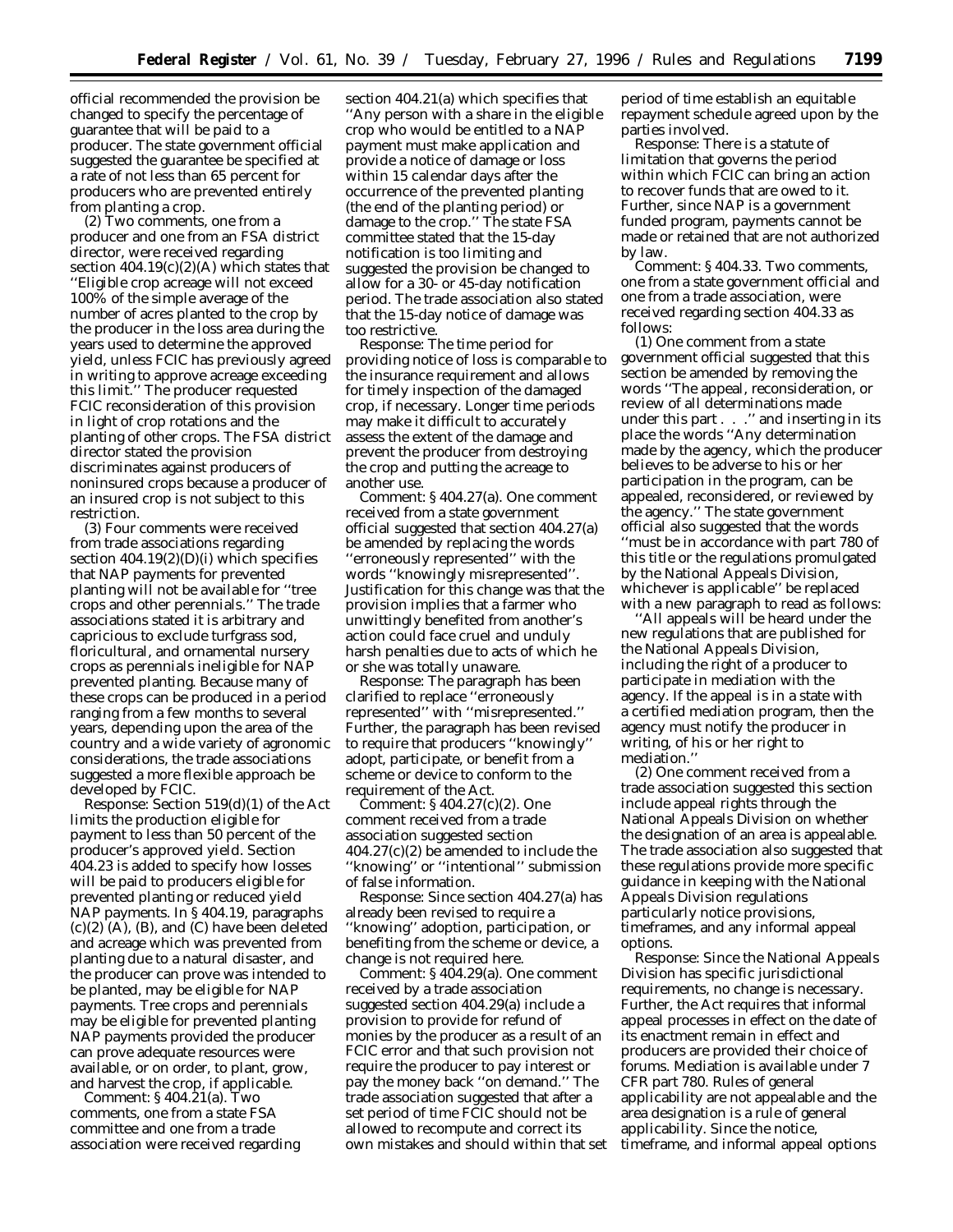official recommended the provision be changed to specify the percentage of guarantee that will be paid to a producer. The state government official suggested the guarantee be specified at a rate of not less than 65 percent for producers who are prevented entirely from planting a crop.

(2) Two comments, one from a producer and one from an FSA district director, were received regarding section 404.19(c)(2)(A) which states that ''Eligible crop acreage will not exceed 100% of the simple average of the number of acres planted to the crop by the producer in the loss area during the years used to determine the approved yield, unless FCIC has previously agreed in writing to approve acreage exceeding this limit.'' The producer requested FCIC reconsideration of this provision in light of crop rotations and the planting of other crops. The FSA district director stated the provision discriminates against producers of noninsured crops because a producer of an insured crop is not subject to this restriction.

(3) Four comments were received from trade associations regarding section 404.19(2)(D)(i) which specifies that NAP payments for prevented planting will not be available for ''tree crops and other perennials.'' The trade associations stated it is arbitrary and capricious to exclude turfgrass sod, floricultural, and ornamental nursery crops as perennials ineligible for NAP prevented planting. Because many of these crops can be produced in a period ranging from a few months to several years, depending upon the area of the country and a wide variety of agronomic considerations, the trade associations suggested a more flexible approach be developed by FCIC.

*Response:* Section 519(d)(1) of the Act limits the production eligible for payment to less than 50 percent of the producer's approved yield. Section 404.23 is added to specify how losses will be paid to producers eligible for prevented planting or reduced yield NAP payments. In § 404.19, paragraphs (c)(2) (A), (B), and (C) have been deleted and acreage which was prevented from planting due to a natural disaster, and the producer can prove was intended to be planted, may be eligible for NAP payments. Tree crops and perennials may be eligible for prevented planting NAP payments provided the producer can prove adequate resources were available, or on order, to plant, grow, and harvest the crop, if applicable.

*Comment:* § 404.21(a). Two comments, one from a state FSA committee and one from a trade association were received regarding section 404.21(a) which specifies that ''Any person with a share in the eligible crop who would be entitled to a NAP payment must make application and provide a notice of damage or loss within 15 calendar days after the occurrence of the prevented planting (the end of the planting period) or damage to the crop.'' The state FSA committee stated that the 15-day notification is too limiting and suggested the provision be changed to allow for a 30- or 45-day notification period. The trade association also stated that the 15-day notice of damage was too restrictive.

*Response:* The time period for providing notice of loss is comparable to the insurance requirement and allows for timely inspection of the damaged crop, if necessary. Longer time periods may make it difficult to accurately assess the extent of the damage and prevent the producer from destroying the crop and putting the acreage to another use.

*Comment:* § 404.27(a). One comment received from a state government official suggested that section 404.27(a) be amended by replacing the words ''erroneously represented'' with the words ''knowingly misrepresented''. Justification for this change was that the provision implies that a farmer who unwittingly benefited from another's action could face cruel and unduly harsh penalties due to acts of which he or she was totally unaware.

*Response:* The paragraph has been clarified to replace ''erroneously represented'' with ''misrepresented.'' Further, the paragraph has been revised to require that producers ''knowingly'' adopt, participate, or benefit from a scheme or device to conform to the requirement of the Act.

*Comment:* § 404.27(c)(2). One comment received from a trade association suggested section 404.27(c)(2) be amended to include the ''knowing'' or ''intentional'' submission of false information.

*Response:* Since section 404.27(a) has already been revised to require a ''knowing'' adoption, participation, or benefiting from the scheme or device, a change is not required here.

*Comment:* § 404.29(a). One comment received by a trade association suggested section 404.29(a) include a provision to provide for refund of monies by the producer as a result of an FCIC error and that such provision not require the producer to pay interest or pay the money back ''on demand.'' The trade association suggested that after a set period of time FCIC should not be allowed to recompute and correct its own mistakes and should within that set period of time establish an equitable repayment schedule agreed upon by the parties involved.

*Response:* There is a statute of limitation that governs the period within which FCIC can bring an action to recover funds that are owed to it. Further, since NAP is a government funded program, payments cannot be made or retained that are not authorized by law.

*Comment:* § 404.33. Two comments, one from a state government official and one from a trade association, were received regarding section 404.33 as follows:

(1) One comment from a state government official suggested that this section be amended by removing the words ''The appeal, reconsideration, or review of all determinations made under this part . . .'' and inserting in its place the words ''Any determination made by the agency, which the producer believes to be adverse to his or her participation in the program, can be appealed, reconsidered, or reviewed by the agency.'' The state government official also suggested that the words ''must be in accordance with part 780 of this title or the regulations promulgated by the National Appeals Division, whichever is applicable'' be replaced with a new paragraph to read as follows:

''All appeals will be heard under the new regulations that are published for the National Appeals Division, including the right of a producer to participate in mediation with the agency. If the appeal is in a state with a certified mediation program, then the agency must notify the producer in writing, of his or her right to mediation.''

(2) One comment received from a trade association suggested this section include appeal rights through the National Appeals Division on whether the designation of an area is appealable. The trade association also suggested that these regulations provide more specific guidance in keeping with the National Appeals Division regulations particularly notice provisions, timeframes, and any informal appeal options.

*Response:* Since the National Appeals Division has specific jurisdictional requirements, no change is necessary. Further, the Act requires that informal appeal processes in effect on the date of its enactment remain in effect and producers are provided their choice of forums. Mediation is available under 7 CFR part 780. Rules of general applicability are not appealable and the area designation is a rule of general applicability. Since the notice, timeframe, and informal appeal options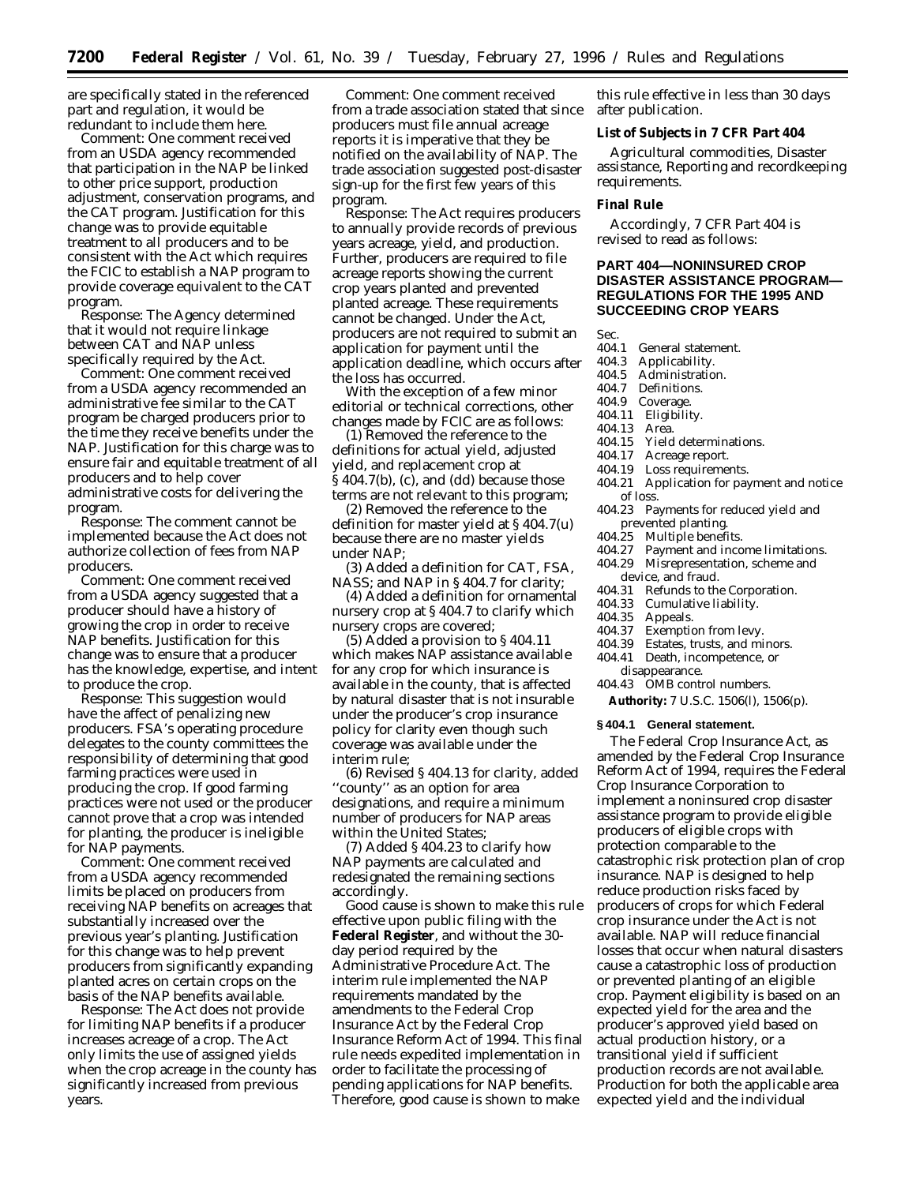are specifically stated in the referenced part and regulation, it would be redundant to include them here.

Comment: One comment received from an USDA agency recommended that participation in the NAP be linked to other price support, production adjustment, conservation programs, and the CAT program. Justification for this change was to provide equitable treatment to all producers and to be consistent with the Act which requires the FCIC to establish a NAP program to provide coverage equivalent to the CAT program.

Response: The Agency determined that it would not require linkage between CAT and NAP unless specifically required by the Act.

Comment: One comment received from a USDA agency recommended an administrative fee similar to the CAT program be charged producers prior to the time they receive benefits under the NAP. Justification for this charge was to ensure fair and equitable treatment of all producers and to help cover administrative costs for delivering the program.

Response: The comment cannot be implemented because the Act does not authorize collection of fees from NAP producers.

Comment: One comment received from a USDA agency suggested that a producer should have a history of growing the crop in order to receive NAP benefits. Justification for this change was to ensure that a producer has the knowledge, expertise, and intent to produce the crop.

Response: This suggestion would have the affect of penalizing new producers. FSA's operating procedure delegates to the county committees the responsibility of determining that good farming practices were used in producing the crop. If good farming practices were not used or the producer cannot prove that a crop was intended for planting, the producer is ineligible for NAP payments.

Comment: One comment received from a USDA agency recommended limits be placed on producers from receiving NAP benefits on acreages that substantially increased over the previous year's planting. Justification for this change was to help prevent producers from significantly expanding planted acres on certain crops on the basis of the NAP benefits available.

Response: The Act does not provide for limiting NAP benefits if a producer increases acreage of a crop. The Act only limits the use of assigned yields when the crop acreage in the county has significantly increased from previous years.

Comment: One comment received from a trade association stated that since producers must file annual acreage reports it is imperative that they be notified on the availability of NAP. The trade association suggested post-disaster sign-up for the first few years of this program.

Response: The Act requires producers to annually provide records of previous years acreage, yield, and production. Further, producers are required to file acreage reports showing the current crop years planted and prevented planted acreage. These requirements cannot be changed. Under the Act, producers are not required to submit an application for payment until the application deadline, which occurs after the loss has occurred.

With the exception of a few minor editorial or technical corrections, other changes made by FCIC are as follows:

(1) Removed the reference to the definitions for actual yield, adjusted yield, and replacement crop at § 404.7(b), (c), and (dd) because those terms are not relevant to this program;

(2) Removed the reference to the definition for master yield at § 404.7(u) because there are no master yields under NAP;

(3) Added a definition for CAT, FSA, NASS; and NAP in § 404.7 for clarity;

(4) Added a definition for ornamental nursery crop at § 404.7 to clarify which nursery crops are covered;

(5) Added a provision to § 404.11 which makes NAP assistance available for any crop for which insurance is available in the county, that is affected by natural disaster that is not insurable under the producer's crop insurance policy for clarity even though such coverage was available under the interim rule;

(6) Revised § 404.13 for clarity, added ''county'' as an option for area designations, and require a minimum number of producers for NAP areas within the United States;

(7) Added § 404.23 to clarify how NAP payments are calculated and redesignated the remaining sections accordingly.

Good cause is shown to make this rule effective upon public filing with the **Federal Register**, and without the 30-day period required by the Administrative Procedure Act. The interim rule implemented the NAP requirements mandated by the amendments to the Federal Crop Insurance Act by the Federal Crop Insurance Reform Act of 1994. This final rule needs expedited implementation in order to facilitate the processing of pending applications for NAP benefits. Therefore, good cause is shown to make this rule effective in less than 30 days after publication.

**List of Subjects in 7 CFR Part 404**

Agricultural commodities, Disaster assistance, Reporting and recordkeeping requirements.

**Final Rule**

Accordingly, 7 CFR Part 404 is revised to read as follows:

## PART 404—NONINSURED CROP DISASTER ASSISTANCE PROGRAM—REGULATIONS FOR THE 1995 AND SUCCEEDING CROP YEARS

Sec.
404.1 General statement.
404.3 Applicability.
404.5 Administration.
404.7 Definitions.
404.9 Coverage.
404.11 Eligibility.
404.13 Area.
404.15 Yield determinations.
404.17 Acreage report.
404.19 Loss requirements.
404.21 Application for payment and notice of loss.
404.23 Payments for reduced yield and prevented planting.
404.25 Multiple benefits.
404.27 Payment and income limitations.
404.29 Misrepresentation, scheme and device, and fraud.
404.31 Refunds to the Corporation.
404.33 Cumulative liability.
404.35 Appeals.
404.37 Exemption from levy.
404.39 Estates, trusts, and minors.
404.41 Death, incompetence, or disappearance.
404.43 OMB control numbers.

**Authority:** 7 U.S.C. 1506(l), 1506(p).

### § 404.1 General statement.

The Federal Crop Insurance Act, as amended by the Federal Crop Insurance Reform Act of 1994, requires the Federal Crop Insurance Corporation to implement a noninsured crop disaster assistance program to provide eligible producers of eligible crops with protection comparable to the catastrophic risk protection plan of crop insurance. NAP is designed to help reduce production risks faced by producers of crops for which Federal crop insurance under the Act is not available. NAP will reduce financial losses that occur when natural disasters cause a catastrophic loss of production or prevented planting of an eligible crop. Payment eligibility is based on an expected yield for the area and the producer's approved yield based on actual production history, or a transitional yield if sufficient production records are not available. Production for both the applicable area expected yield and the individual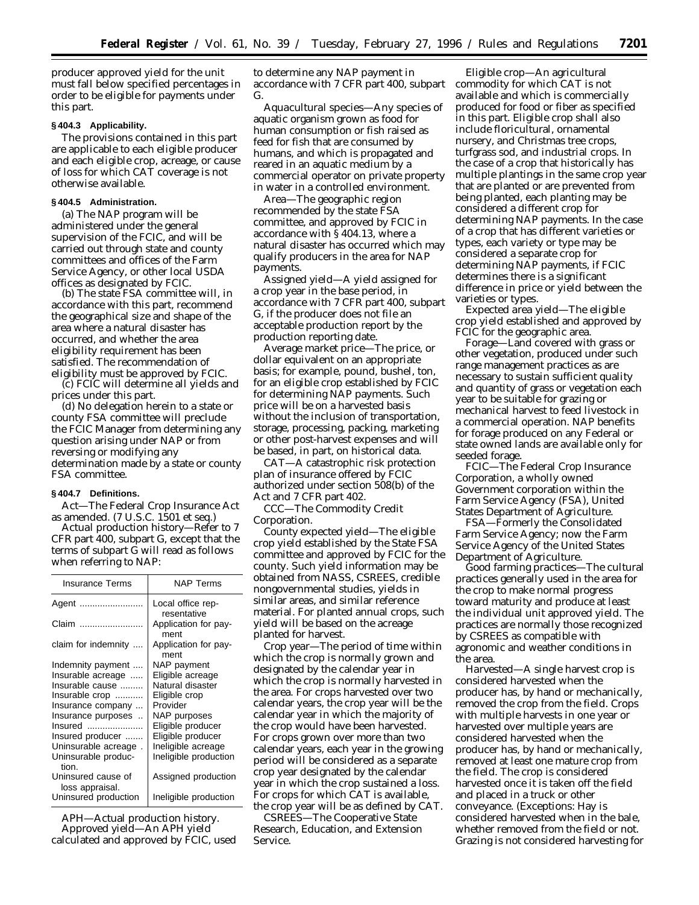producer approved yield for the unit must fall below specified percentages in order to be eligible for payments under this part.

**§ 404.3 Applicability.**

The provisions contained in this part are applicable to each eligible producer and each eligible crop, acreage, or cause of loss for which CAT coverage is not otherwise available.

**§ 404.5 Administration.**

(a) The NAP program will be administered under the general supervision of the FCIC, and will be carried out through state and county committees and offices of the Farm Service Agency, or other local USDA offices as designated by FCIC.

(b) The state FSA committee will, in accordance with this part, recommend the geographical size and shape of the area where a natural disaster has occurred, and whether the area eligibility requirement has been satisfied. The recommendation of eligibility must be approved by FCIC.

(c) FCIC will determine all yields and prices under this part.

(d) No delegation herein to a state or county FSA committee will preclude the FCIC Manager from determining any question arising under NAP or from reversing or modifying any determination made by a state or county FSA committee.

**§ 404.7 Definitions.**

*Act*—The Federal Crop Insurance Act as amended. (7 U.S.C. 1501 et seq.)

*Actual production history*—Refer to 7 CFR part 400, subpart G, except that the terms of subpart G will read as follows when referring to NAP:

| Insurance Terms | NAP Terms |
|---|---|
| Agent | Local office representative |
| Claim | Application for payment |
| claim for indemnity | Application for payment |
| Indemnity payment | NAP payment |
| Insurable acreage | Eligible acreage |
| Insurable cause | Natural disaster |
| Insurable crop | Eligible crop |
| Insurance company | Provider |
| Insurance purposes | NAP purposes |
| Insured | Eligible producer |
| Insured producer | Eligible producer |
| Uninsurable acreage | Ineligible acreage |
| Uninsurable production. | Ineligible production |
| Uninsured cause of loss appraisal. | Assigned production |
| Uninsured production | Ineligible production |

*APH*—Actual production history.

*Approved yield*—An APH yield calculated and approved by FCIC, used to determine any NAP payment in accordance with 7 CFR part 400, subpart G.

*Aquacultural species*—Any species of aquatic organism grown as food for human consumption or fish raised as feed for fish that are consumed by humans, and which is propagated and reared in an aquatic medium by a commercial operator on private property in water in a controlled environment.

*Area*—The geographic region recommended by the state FSA committee, and approved by FCIC in accordance with § 404.13, where a natural disaster has occurred which may qualify producers in the area for NAP payments.

*Assigned yield*—A yield assigned for a crop year in the base period, in accordance with 7 CFR part 400, subpart G, if the producer does not file an acceptable production report by the production reporting date.

*Average market price*—The price, or dollar equivalent on an appropriate basis; for example, pound, bushel, ton, for an eligible crop established by FCIC for determining NAP payments. Such price will be on a harvested basis without the inclusion of transportation, storage, processing, packing, marketing or other post-harvest expenses and will be based, in part, on historical data.

*CAT*—A catastrophic risk protection plan of insurance offered by FCIC authorized under section 508(b) of the Act and 7 CFR part 402.

*CCC*—The Commodity Credit Corporation.

*County expected yield*—The eligible crop yield established by the State FSA committee and approved by FCIC for the county. Such yield information may be obtained from NASS, CSREES, credible nongovernmental studies, yields in similar areas, and similar reference material. For planted annual crops, such yield will be based on the acreage planted for harvest.

*Crop year*—The period of time within which the crop is normally grown and designated by the calendar year in which the crop is normally harvested in the area. For crops harvested over two calendar years, the crop year will be the calendar year in which the majority of the crop would have been harvested. For crops grown over more than two calendar years, each year in the growing period will be considered as a separate crop year designated by the calendar year in which the crop sustained a loss. For crops for which CAT is available, the crop year will be as defined by CAT.

*CSREES*—The Cooperative State Research, Education, and Extension Service.

*Eligible crop*—An agricultural commodity for which CAT is not available and which is commercially produced for food or fiber as specified in this part. Eligible crop shall also include floricultural, ornamental nursery, and Christmas tree crops, turfgrass sod, and industrial crops. In the case of a crop that historically has multiple plantings in the same crop year that are planted or are prevented from being planted, each planting may be considered a different crop for determining NAP payments. In the case of a crop that has different varieties or types, each variety or type may be considered a separate crop for determining NAP payments, if FCIC determines there is a significant difference in price or yield between the varieties or types.

*Expected area yield*—The eligible crop yield established and approved by FCIC for the geographic area.

*Forage*—Land covered with grass or other vegetation, produced under such range management practices as are necessary to sustain sufficient quality and quantity of grass or vegetation each year to be suitable for grazing or mechanical harvest to feed livestock in a commercial operation. NAP benefits for forage produced on any Federal or state owned lands are available only for seeded forage.

*FCIC*—The Federal Crop Insurance Corporation, a wholly owned Government corporation within the Farm Service Agency (FSA), United States Department of Agriculture.

*FSA*—Formerly the Consolidated Farm Service Agency; now the Farm Service Agency of the United States Department of Agriculture.

*Good farming practices*—The cultural practices generally used in the area for the crop to make normal progress toward maturity and produce at least the individual unit approved yield. The practices are normally those recognized by CSREES as compatible with agronomic and weather conditions in the area.

*Harvested*—A single harvest crop is considered harvested when the producer has, by hand or mechanically, removed the crop from the field. Crops with multiple harvests in one year or harvested over multiple years are considered harvested when the producer has, by hand or mechanically, removed at least one mature crop from the field. The crop is considered harvested once it is taken off the field and placed in a truck or other conveyance. (Exceptions: Hay is considered harvested when in the bale, whether removed from the field or not. Grazing is not considered harvesting for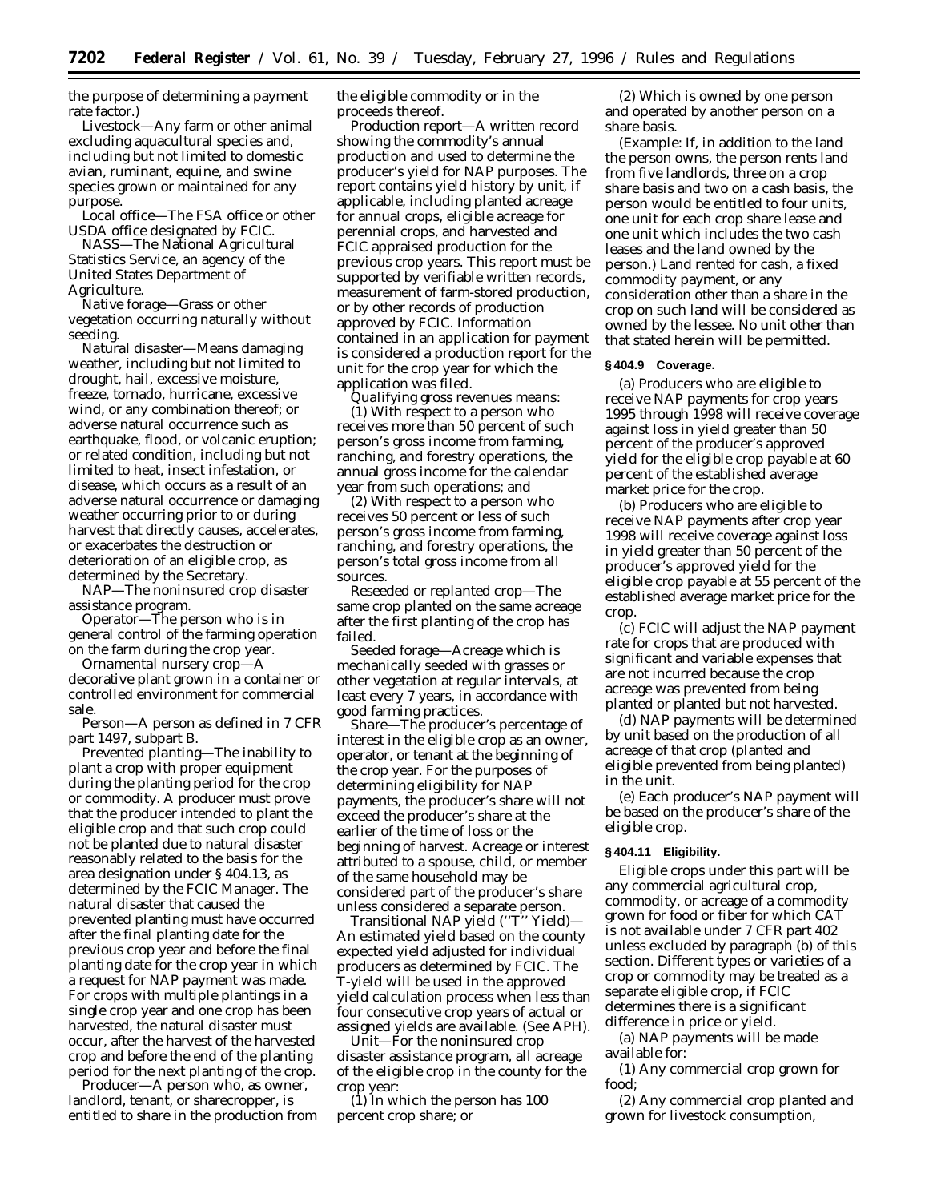the purpose of determining a payment rate factor.)

*Livestock*—Any farm or other animal excluding aquacultural species and, including but not limited to domestic avian, ruminant, equine, and swine species grown or maintained for any purpose.

*Local office*—The FSA office or other USDA office designated by FCIC.

*NASS*—The National Agricultural Statistics Service, an agency of the United States Department of Agriculture.

*Native forage*—Grass or other vegetation occurring naturally without seeding.

*Natural disaster*—Means damaging weather, including but not limited to drought, hail, excessive moisture, freeze, tornado, hurricane, excessive wind, or any combination thereof; or adverse natural occurrence such as earthquake, flood, or volcanic eruption; or related condition, including but not limited to heat, insect infestation, or disease, which occurs as a result of an adverse natural occurrence or damaging weather occurring prior to or during harvest that directly causes, accelerates, or exacerbates the destruction or deterioration of an eligible crop, as determined by the Secretary.

*NAP*—The noninsured crop disaster assistance program.

*Operator*—The person who is in general control of the farming operation on the farm during the crop year.

*Ornamental nursery crop*—A decorative plant grown in a container or controlled environment for commercial sale.

*Person*—A person as defined in 7 CFR part 1497, subpart B.

*Prevented planting*—The inability to plant a crop with proper equipment during the planting period for the crop or commodity. A producer must prove that the producer intended to plant the eligible crop and that such crop could not be planted due to natural disaster reasonably related to the basis for the area designation under § 404.13, as determined by the FCIC Manager. The natural disaster that caused the prevented planting must have occurred after the final planting date for the previous crop year and before the final planting date for the crop year in which a request for NAP payment was made. For crops with multiple plantings in a single crop year and one crop has been harvested, the natural disaster must occur, after the harvest of the harvested crop and before the end of the planting period for the next planting of the crop.

*Producer*—A person who, as owner, landlord, tenant, or sharecropper, is entitled to share in the production from the eligible commodity or in the proceeds thereof.

*Production report*—A written record showing the commodity's annual production and used to determine the producer's yield for NAP purposes. The report contains yield history by unit, if applicable, including planted acreage for annual crops, eligible acreage for perennial crops, and harvested and FCIC appraised production for the previous crop years. This report must be supported by verifiable written records, measurement of farm-stored production, or by other records of production approved by FCIC. Information contained in an application for payment is considered a production report for the unit for the crop year for which the application was filed.

*Qualifying gross revenues* means:

(1) With respect to a person who receives more than 50 percent of such person's gross income from farming, ranching, and forestry operations, the annual gross income for the calendar year from such operations; and

(2) With respect to a person who receives 50 percent or less of such person's gross income from farming, ranching, and forestry operations, the person's total gross income from all sources.

*Reseeded or replanted crop*—The same crop planted on the same acreage after the first planting of the crop has failed.

*Seeded forage*—Acreage which is mechanically seeded with grasses or other vegetation at regular intervals, at least every 7 years, in accordance with good farming practices.

*Share*—The producer's percentage of interest in the eligible crop as an owner, operator, or tenant at the beginning of the crop year. For the purposes of determining eligibility for NAP payments, the producer's share will not exceed the producer's share at the earlier of the time of loss or the beginning of harvest. Acreage or interest attributed to a spouse, child, or member of the same household may be considered part of the producer's share unless considered a separate person.

*Transitional NAP yield (''T'' Yield)*—An estimated yield based on the county expected yield adjusted for individual producers as determined by FCIC. The T-yield will be used in the approved yield calculation process when less than four consecutive crop years of actual or assigned yields are available. (See APH).

*Unit*—For the noninsured crop disaster assistance program, all acreage of the eligible crop in the county for the crop year:

(1) In which the person has 100 percent crop share; or

(2) Which is owned by one person and operated by another person on a share basis.

(Example: If, in addition to the land the person owns, the person rents land from five landlords, three on a crop share basis and two on a cash basis, the person would be entitled to four units, one unit for each crop share lease and one unit which includes the two cash leases and the land owned by the person.) Land rented for cash, a fixed commodity payment, or any consideration other than a share in the crop on such land will be considered as owned by the lessee. No unit other than that stated herein will be permitted.

**§ 404.9 Coverage.**

(a) Producers who are eligible to receive NAP payments for crop years 1995 through 1998 will receive coverage against loss in yield greater than 50 percent of the producer's approved yield for the eligible crop payable at 60 percent of the established average market price for the crop.

(b) Producers who are eligible to receive NAP payments after crop year 1998 will receive coverage against loss in yield greater than 50 percent of the producer's approved yield for the eligible crop payable at 55 percent of the established average market price for the crop.

(c) FCIC will adjust the NAP payment rate for crops that are produced with significant and variable expenses that are not incurred because the crop acreage was prevented from being planted or planted but not harvested.

(d) NAP payments will be determined by unit based on the production of all acreage of that crop (planted and eligible prevented from being planted) in the unit.

(e) Each producer's NAP payment will be based on the producer's share of the eligible crop.

**§ 404.11 Eligibility.**

Eligible crops under this part will be any commercial agricultural crop, commodity, or acreage of a commodity grown for food or fiber for which CAT is not available under 7 CFR part 402 unless excluded by paragraph (b) of this section. Different types or varieties of a crop or commodity may be treated as a separate eligible crop, if FCIC determines there is a significant difference in price or yield.

(a) NAP payments will be made available for:

(1) Any commercial crop grown for food;

(2) Any commercial crop planted and grown for livestock consumption,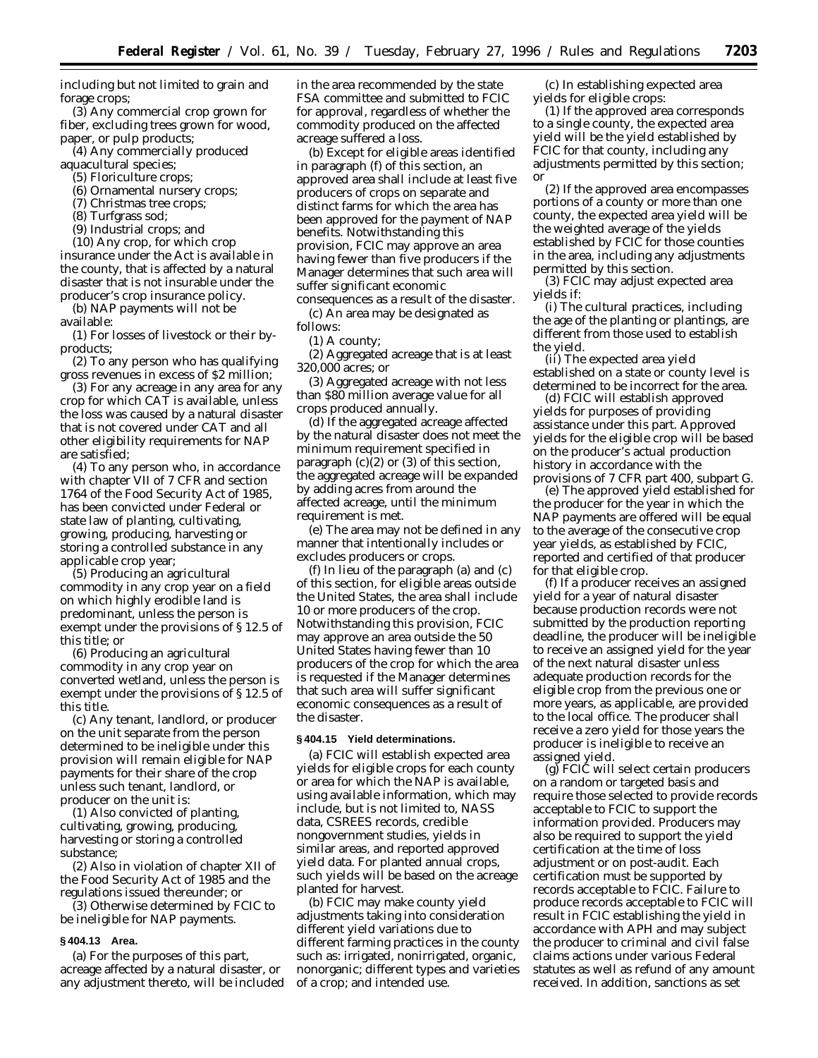including but not limited to grain and forage crops;

(3) Any commercial crop grown for fiber, excluding trees grown for wood, paper, or pulp products;

(4) Any commercially produced aquacultural species;

(5) Floriculture crops;

(6) Ornamental nursery crops;

(7) Christmas tree crops;

(8) Turfgrass sod;

(9) Industrial crops; and

(10) Any crop, for which crop insurance under the Act is available in the county, that is affected by a natural disaster that is not insurable under the producer's crop insurance policy.

(b) NAP payments will not be available:

(1) For losses of livestock or their by-products;

(2) To any person who has qualifying gross revenues in excess of $2 million;

(3) For any acreage in any area for any crop for which CAT is available, unless the loss was caused by a natural disaster that is not covered under CAT and all other eligibility requirements for NAP are satisfied;

(4) To any person who, in accordance with chapter VII of 7 CFR and section 1764 of the Food Security Act of 1985, has been convicted under Federal or state law of planting, cultivating, growing, producing, harvesting or storing a controlled substance in any applicable crop year;

(5) Producing an agricultural commodity in any crop year on a field on which highly erodible land is predominant, unless the person is exempt under the provisions of § 12.5 of this title; or

(6) Producing an agricultural commodity in any crop year on converted wetland, unless the person is exempt under the provisions of § 12.5 of this title.

(c) Any tenant, landlord, or producer on the unit separate from the person determined to be ineligible under this provision will remain eligible for NAP payments for their share of the crop unless such tenant, landlord, or producer on the unit is:

(1) Also convicted of planting, cultivating, growing, producing, harvesting or storing a controlled substance;

(2) Also in violation of chapter XII of the Food Security Act of 1985 and the regulations issued thereunder; or

(3) Otherwise determined by FCIC to be ineligible for NAP payments.

**§ 404.13 Area.**

(a) For the purposes of this part, acreage affected by a natural disaster, or any adjustment thereto, will be included in the area recommended by the state FSA committee and submitted to FCIC for approval, regardless of whether the commodity produced on the affected acreage suffered a loss.

(b) Except for eligible areas identified in paragraph (f) of this section, an approved area shall include at least five producers of crops on separate and distinct farms for which the area has been approved for the payment of NAP benefits. Notwithstanding this provision, FCIC may approve an area having fewer than five producers if the Manager determines that such area will suffer significant economic consequences as a result of the disaster.

(c) An area may be designated as follows:

(1) A county;

(2) Aggregated acreage that is at least 320,000 acres; or

(3) Aggregated acreage with not less than $80 million average value for all crops produced annually.

(d) If the aggregated acreage affected by the natural disaster does not meet the minimum requirement specified in paragraph (c)(2) or (3) of this section, the aggregated acreage will be expanded by adding acres from around the affected acreage, until the minimum requirement is met.

(e) The area may not be defined in any manner that intentionally includes or excludes producers or crops.

(f) In lieu of the paragraph (a) and (c) of this section, for eligible areas outside the United States, the area shall include 10 or more producers of the crop. Notwithstanding this provision, FCIC may approve an area outside the 50 United States having fewer than 10 producers of the crop for which the area is requested if the Manager determines that such area will suffer significant economic consequences as a result of the disaster.

**§ 404.15 Yield determinations.**

(a) FCIC will establish expected area yields for eligible crops for each county or area for which the NAP is available, using available information, which may include, but is not limited to, NASS data, CSREES records, credible nongovernment studies, yields in similar areas, and reported approved yield data. For planted annual crops, such yields will be based on the acreage planted for harvest.

(b) FCIC may make county yield adjustments taking into consideration different yield variations due to different farming practices in the county such as: irrigated, nonirrigated, organic, nonorganic; different types and varieties of a crop; and intended use.

(c) In establishing expected area yields for eligible crops:

(1) If the approved area corresponds to a single county, the expected area yield will be the yield established by FCIC for that county, including any adjustments permitted by this section; or

(2) If the approved area encompasses portions of a county or more than one county, the expected area yield will be the weighted average of the yields established by FCIC for those counties in the area, including any adjustments permitted by this section.

(3) FCIC may adjust expected area yields if:

(i) The cultural practices, including the age of the planting or plantings, are different from those used to establish the yield.

(ii) The expected area yield established on a state or county level is determined to be incorrect for the area.

(d) FCIC will establish approved yields for purposes of providing assistance under this part. Approved yields for the eligible crop will be based on the producer's actual production history in accordance with the provisions of 7 CFR part 400, subpart G.

(e) The approved yield established for the producer for the year in which the NAP payments are offered will be equal to the average of the consecutive crop year yields, as established by FCIC, reported and certified of that producer for that eligible crop.

(f) If a producer receives an assigned yield for a year of natural disaster because production records were not submitted by the production reporting deadline, the producer will be ineligible to receive an assigned yield for the year of the next natural disaster unless adequate production records for the eligible crop from the previous one or more years, as applicable, are provided to the local office. The producer shall receive a zero yield for those years the producer is ineligible to receive an assigned yield.

(g) FCIC will select certain producers on a random or targeted basis and require those selected to provide records acceptable to FCIC to support the information provided. Producers may also be required to support the yield certification at the time of loss adjustment or on post-audit. Each certification must be supported by records acceptable to FCIC. Failure to produce records acceptable to FCIC will result in FCIC establishing the yield in accordance with APH and may subject the producer to criminal and civil false claims actions under various Federal statutes as well as refund of any amount received. In addition, sanctions as set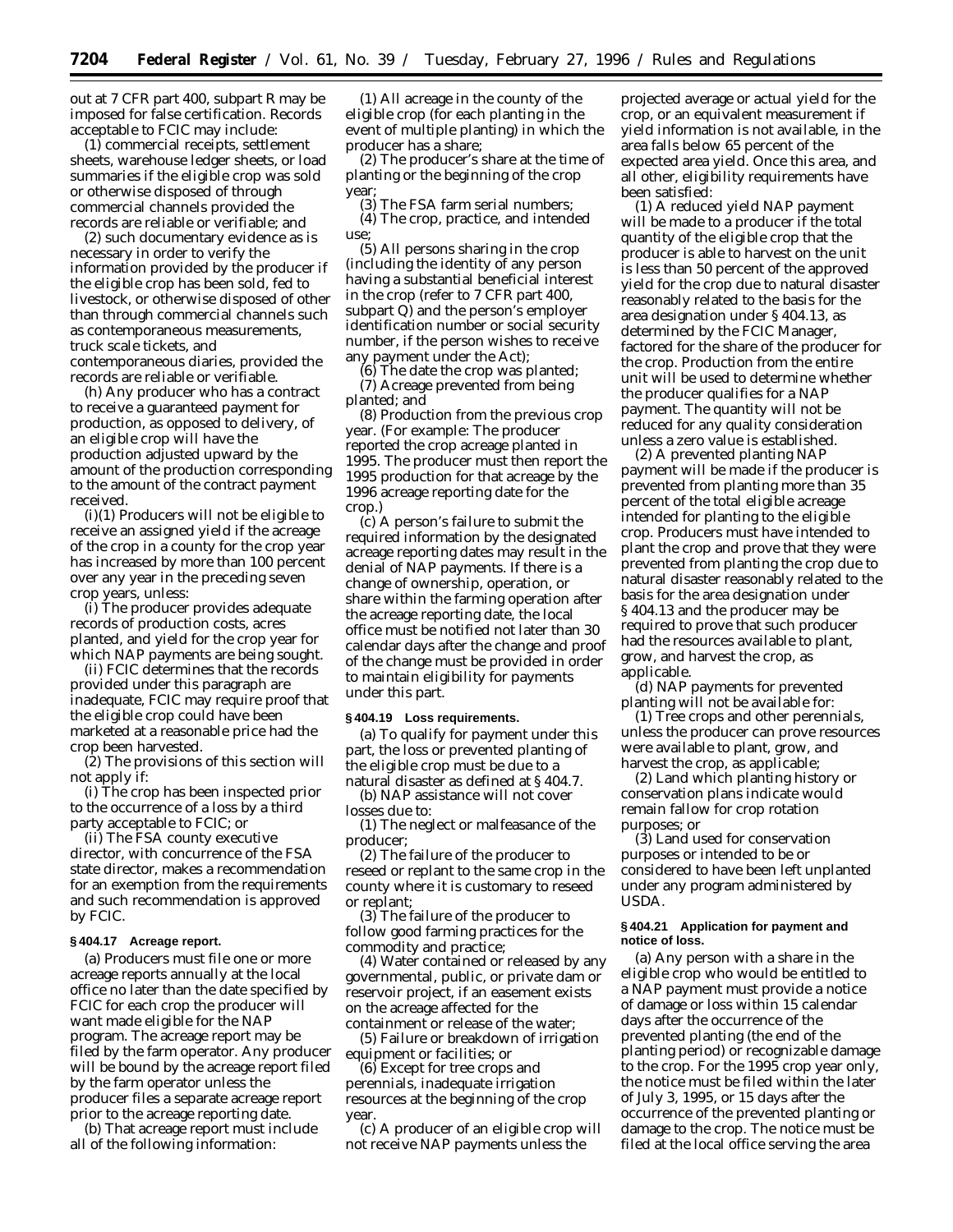out at 7 CFR part 400, subpart R may be imposed for false certification. Records acceptable to FCIC may include:

(1) commercial receipts, settlement sheets, warehouse ledger sheets, or load summaries if the eligible crop was sold or otherwise disposed of through commercial channels provided the records are reliable or verifiable; and

(2) such documentary evidence as is necessary in order to verify the information provided by the producer if the eligible crop has been sold, fed to livestock, or otherwise disposed of other than through commercial channels such as contemporaneous measurements, truck scale tickets, and contemporaneous diaries, provided the records are reliable or verifiable.

(h) Any producer who has a contract to receive a guaranteed payment for production, as opposed to delivery, of an eligible crop will have the production adjusted upward by the amount of the production corresponding to the amount of the contract payment received.

(i)(1) Producers will not be eligible to receive an assigned yield if the acreage of the crop in a county for the crop year has increased by more than 100 percent over any year in the preceding seven crop years, unless:

(i) The producer provides adequate records of production costs, acres planted, and yield for the crop year for which NAP payments are being sought.

(ii) FCIC determines that the records provided under this paragraph are inadequate, FCIC may require proof that the eligible crop could have been marketed at a reasonable price had the crop been harvested.

(2) The provisions of this section will not apply if:

(i) The crop has been inspected prior to the occurrence of a loss by a third party acceptable to FCIC; or

(ii) The FSA county executive director, with concurrence of the FSA state director, makes a recommendation for an exemption from the requirements and such recommendation is approved by FCIC.

**§ 404.17 Acreage report.**

(a) Producers must file one or more acreage reports annually at the local office no later than the date specified by FCIC for each crop the producer will want made eligible for the NAP program. The acreage report may be filed by the farm operator. Any producer will be bound by the acreage report filed by the farm operator unless the producer files a separate acreage report prior to the acreage reporting date.

(b) That acreage report must include all of the following information:

(1) All acreage in the county of the eligible crop (for each planting in the event of multiple planting) in which the producer has a share;

(2) The producer's share at the time of planting or the beginning of the crop year;

(3) The FSA farm serial numbers;

(4) The crop, practice, and intended use;

(5) All persons sharing in the crop (including the identity of any person having a substantial beneficial interest in the crop (refer to 7 CFR part 400, subpart Q) and the person's employer identification number or social security number, if the person wishes to receive any payment under the Act);

(6) The date the crop was planted;

(7) Acreage prevented from being planted; and

(8) Production from the previous crop year. (For example: The producer reported the crop acreage planted in 1995. The producer must then report the 1995 production for that acreage by the 1996 acreage reporting date for the crop.)

(c) A person's failure to submit the required information by the designated acreage reporting dates may result in the denial of NAP payments. If there is a change of ownership, operation, or share within the farming operation after the acreage reporting date, the local office must be notified not later than 30 calendar days after the change and proof of the change must be provided in order to maintain eligibility for payments under this part.

**§ 404.19 Loss requirements.**

(a) To qualify for payment under this part, the loss or prevented planting of the eligible crop must be due to a natural disaster as defined at § 404.7.

(b) NAP assistance will not cover losses due to:

(1) The neglect or malfeasance of the producer;

(2) The failure of the producer to reseed or replant to the same crop in the county where it is customary to reseed or replant;

(3) The failure of the producer to follow good farming practices for the commodity and practice;

(4) Water contained or released by any governmental, public, or private dam or reservoir project, if an easement exists on the acreage affected for the containment or release of the water;

(5) Failure or breakdown of irrigation equipment or facilities; or

(6) Except for tree crops and perennials, inadequate irrigation resources at the beginning of the crop year.

(c) A producer of an eligible crop will not receive NAP payments unless the projected average or actual yield for the crop, or an equivalent measurement if yield information is not available, in the area falls below 65 percent of the expected area yield. Once this area, and all other, eligibility requirements have been satisfied:

(1) A reduced yield NAP payment will be made to a producer if the total quantity of the eligible crop that the producer is able to harvest on the unit is less than 50 percent of the approved yield for the crop due to natural disaster reasonably related to the basis for the area designation under § 404.13, as determined by the FCIC Manager, factored for the share of the producer for the crop. Production from the entire unit will be used to determine whether the producer qualifies for a NAP payment. The quantity will not be reduced for any quality consideration unless a zero value is established.

(2) A prevented planting NAP payment will be made if the producer is prevented from planting more than 35 percent of the total eligible acreage intended for planting to the eligible crop. Producers must have intended to plant the crop and prove that they were prevented from planting the crop due to natural disaster reasonably related to the basis for the area designation under § 404.13 and the producer may be required to prove that such producer had the resources available to plant, grow, and harvest the crop, as applicable.

(d) NAP payments for prevented planting will not be available for:

(1) Tree crops and other perennials, unless the producer can prove resources were available to plant, grow, and harvest the crop, as applicable;

(2) Land which planting history or conservation plans indicate would remain fallow for crop rotation purposes; or

(3) Land used for conservation purposes or intended to be or considered to have been left unplanted under any program administered by USDA.

**§ 404.21 Application for payment and notice of loss.**

(a) Any person with a share in the eligible crop who would be entitled to a NAP payment must provide a notice of damage or loss within 15 calendar days after the occurrence of the prevented planting (the end of the planting period) or recognizable damage to the crop. For the 1995 crop year only, the notice must be filed within the later of July 3, 1995, or 15 days after the occurrence of the prevented planting or damage to the crop. The notice must be filed at the local office serving the area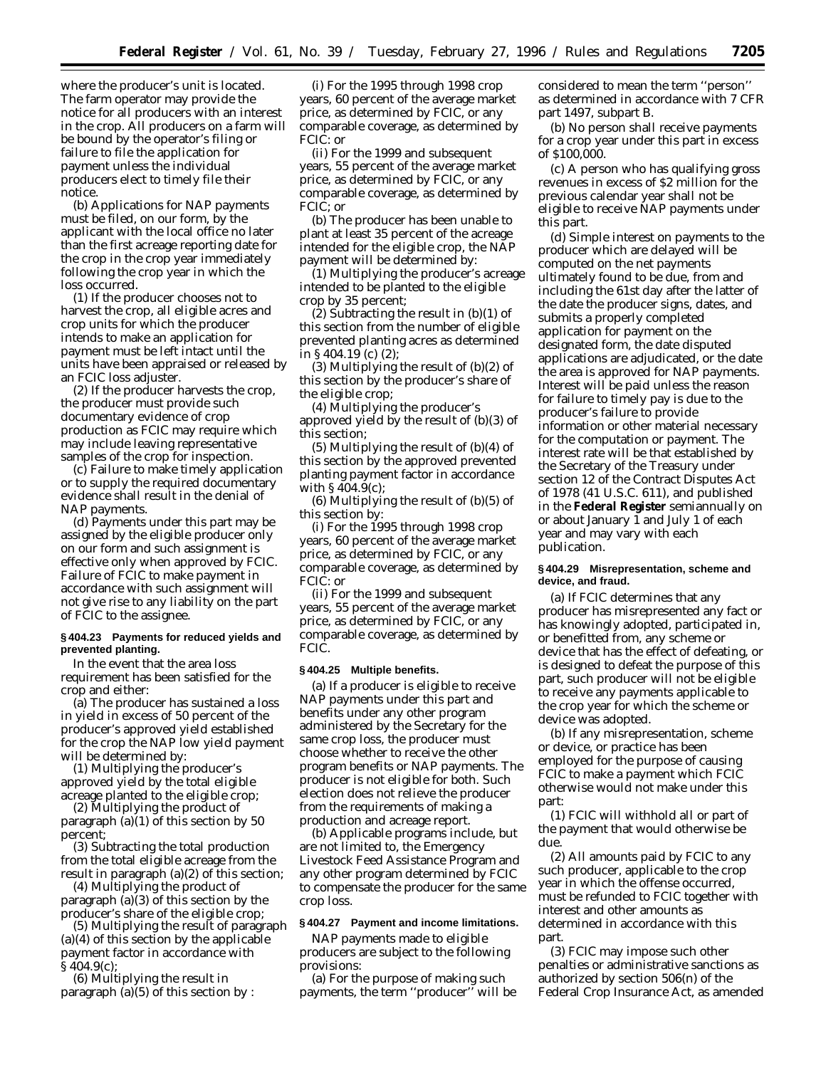where the producer's unit is located. The farm operator may provide the notice for all producers with an interest in the crop. All producers on a farm will be bound by the operator's filing or failure to file the application for payment unless the individual producers elect to timely file their notice.

(b) Applications for NAP payments must be filed, on our form, by the applicant with the local office no later than the first acreage reporting date for the crop in the crop year immediately following the crop year in which the loss occurred.

(1) If the producer chooses not to harvest the crop, all eligible acres and crop units for which the producer intends to make an application for payment must be left intact until the units have been appraised or released by an FCIC loss adjuster.

(2) If the producer harvests the crop, the producer must provide such documentary evidence of crop production as FCIC may require which may include leaving representative samples of the crop for inspection.

(c) Failure to make timely application or to supply the required documentary evidence shall result in the denial of NAP payments.

(d) Payments under this part may be assigned by the eligible producer only on our form and such assignment is effective only when approved by FCIC. Failure of FCIC to make payment in accordance with such assignment will not give rise to any liability on the part of FCIC to the assignee.

**§ 404.23 Payments for reduced yields and prevented planting.**

In the event that the area loss requirement has been satisfied for the crop and either:

(a) The producer has sustained a loss in yield in excess of 50 percent of the producer's approved yield established for the crop the NAP low yield payment will be determined by:

(1) Multiplying the producer's approved yield by the total eligible acreage planted to the eligible crop;

(2) Multiplying the product of paragraph (a)(1) of this section by 50 percent;

(3) Subtracting the total production from the total eligible acreage from the result in paragraph (a)(2) of this section;

(4) Multiplying the product of paragraph (a)(3) of this section by the producer's share of the eligible crop;

(5) Multiplying the result of paragraph (a)(4) of this section by the applicable payment factor in accordance with § 404.9(c);

(6) Multiplying the result in paragraph (a)(5) of this section by :

(i) For the 1995 through 1998 crop years, 60 percent of the average market price, as determined by FCIC, or any comparable coverage, as determined by FCIC: or

(ii) For the 1999 and subsequent years, 55 percent of the average market price, as determined by FCIC, or any comparable coverage, as determined by FCIC; or

(b) The producer has been unable to plant at least 35 percent of the acreage intended for the eligible crop, the NAP payment will be determined by:

(1) Multiplying the producer's acreage intended to be planted to the eligible crop by 35 percent;

(2) Subtracting the result in (b)(1) of this section from the number of eligible prevented planting acres as determined in § 404.19 (c) (2);

(3) Multiplying the result of (b)(2) of this section by the producer's share of the eligible crop;

(4) Multiplying the producer's approved yield by the result of (b)(3) of this section;

(5) Multiplying the result of (b)(4) of this section by the approved prevented planting payment factor in accordance with § 404.9(c);

(6) Multiplying the result of (b)(5) of this section by:

(i) For the 1995 through 1998 crop years, 60 percent of the average market price, as determined by FCIC, or any comparable coverage, as determined by FCIC: or

(ii) For the 1999 and subsequent years, 55 percent of the average market price, as determined by FCIC, or any comparable coverage, as determined by FCIC.

**§ 404.25 Multiple benefits.**

(a) If a producer is eligible to receive NAP payments under this part and benefits under any other program administered by the Secretary for the same crop loss, the producer must choose whether to receive the other program benefits or NAP payments. The producer is not eligible for both. Such election does not relieve the producer from the requirements of making a production and acreage report.

(b) Applicable programs include, but are not limited to, the Emergency Livestock Feed Assistance Program and any other program determined by FCIC to compensate the producer for the same crop loss.

**§ 404.27 Payment and income limitations.**

NAP payments made to eligible producers are subject to the following provisions:

(a) For the purpose of making such payments, the term ''producer'' will be considered to mean the term ''person'' as determined in accordance with 7 CFR part 1497, subpart B.

(b) No person shall receive payments for a crop year under this part in excess of $100,000.

(c) A person who has qualifying gross revenues in excess of $2 million for the previous calendar year shall not be eligible to receive NAP payments under this part.

(d) Simple interest on payments to the producer which are delayed will be computed on the net payments ultimately found to be due, from and including the 61st day after the latter of the date the producer signs, dates, and submits a properly completed application for payment on the designated form, the date disputed applications are adjudicated, or the date the area is approved for NAP payments. Interest will be paid unless the reason for failure to timely pay is due to the producer's failure to provide information or other material necessary for the computation or payment. The interest rate will be that established by the Secretary of the Treasury under section 12 of the Contract Disputes Act of 1978 (41 U.S.C. 611), and published in the **Federal Register** semiannually on or about January 1 and July 1 of each year and may vary with each publication.

**§ 404.29 Misrepresentation, scheme and device, and fraud.**

(a) If FCIC determines that any producer has misrepresented any fact or has knowingly adopted, participated in, or benefitted from, any scheme or device that has the effect of defeating, or is designed to defeat the purpose of this part, such producer will not be eligible to receive any payments applicable to the crop year for which the scheme or device was adopted.

(b) If any misrepresentation, scheme or device, or practice has been employed for the purpose of causing FCIC to make a payment which FCIC otherwise would not make under this part:

(1) FCIC will withhold all or part of the payment that would otherwise be due.

(2) All amounts paid by FCIC to any such producer, applicable to the crop year in which the offense occurred, must be refunded to FCIC together with interest and other amounts as determined in accordance with this part.

(3) FCIC may impose such other penalties or administrative sanctions as authorized by section 506(n) of the Federal Crop Insurance Act, as amended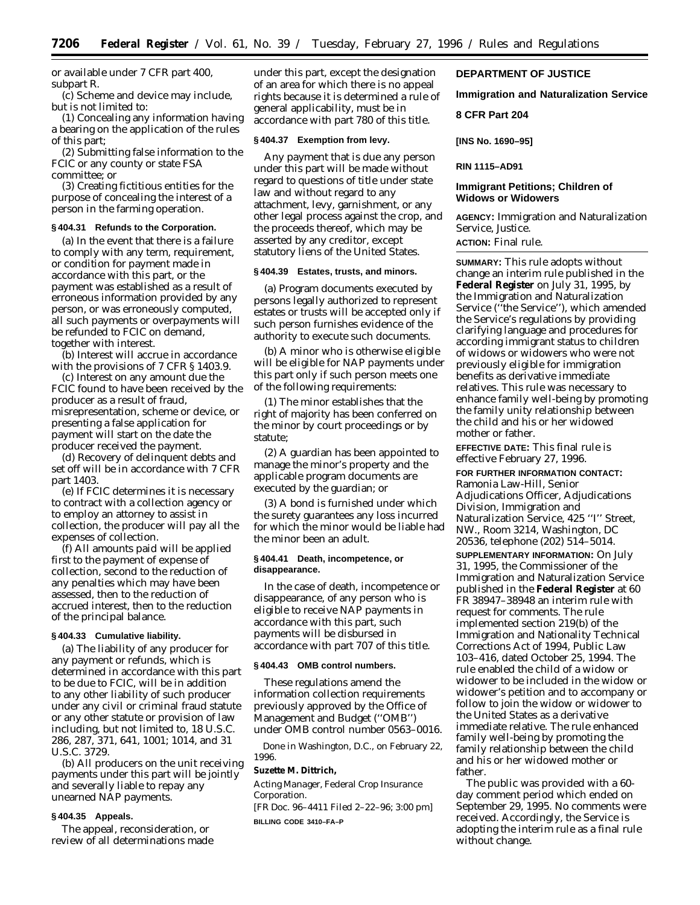or available under 7 CFR part 400, subpart R.

(c) Scheme and device may include, but is not limited to:

(1) Concealing any information having a bearing on the application of the rules of this part;

(2) Submitting false information to the FCIC or any county or state FSA committee; or

(3) Creating fictitious entities for the purpose of concealing the interest of a person in the farming operation.

**§ 404.31 Refunds to the Corporation.**

(a) In the event that there is a failure to comply with any term, requirement, or condition for payment made in accordance with this part, or the payment was established as a result of erroneous information provided by any person, or was erroneously computed, all such payments or overpayments will be refunded to FCIC on demand, together with interest.

(b) Interest will accrue in accordance with the provisions of 7 CFR § 1403.9.

(c) Interest on any amount due the FCIC found to have been received by the producer as a result of fraud, misrepresentation, scheme or device, or presenting a false application for payment will start on the date the producer received the payment.

(d) Recovery of delinquent debts and set off will be in accordance with 7 CFR part 1403.

(e) If FCIC determines it is necessary to contract with a collection agency or to employ an attorney to assist in collection, the producer will pay all the expenses of collection.

(f) All amounts paid will be applied first to the payment of expense of collection, second to the reduction of any penalties which may have been assessed, then to the reduction of accrued interest, then to the reduction of the principal balance.

**§ 404.33 Cumulative liability.**

(a) The liability of any producer for any payment or refunds, which is determined in accordance with this part to be due to FCIC, will be in addition to any other liability of such producer under any civil or criminal fraud statute or any other statute or provision of law including, but not limited to, 18 U.S.C. 286, 287, 371, 641, 1001; 1014, and 31 U.S.C. 3729.

(b) All producers on the unit receiving payments under this part will be jointly and severally liable to repay any unearned NAP payments.

**§ 404.35 Appeals.**

The appeal, reconsideration, or review of all determinations made under this part, except the designation of an area for which there is no appeal rights because it is determined a rule of general applicability, must be in accordance with part 780 of this title.

**§ 404.37 Exemption from levy.**

Any payment that is due any person under this part will be made without regard to questions of title under state law and without regard to any attachment, levy, garnishment, or any other legal process against the crop, and the proceeds thereof, which may be asserted by any creditor, except statutory liens of the United States.

**§ 404.39 Estates, trusts, and minors.**

(a) Program documents executed by persons legally authorized to represent estates or trusts will be accepted only if such person furnishes evidence of the authority to execute such documents.

(b) A minor who is otherwise eligible will be eligible for NAP payments under this part only if such person meets one of the following requirements:

(1) The minor establishes that the right of majority has been conferred on the minor by court proceedings or by statute;

(2) A guardian has been appointed to manage the minor's property and the applicable program documents are executed by the guardian; or

(3) A bond is furnished under which the surety guarantees any loss incurred for which the minor would be liable had the minor been an adult.

**§ 404.41 Death, incompetence, or disappearance.**

In the case of death, incompetence or disappearance, of any person who is eligible to receive NAP payments in accordance with this part, such payments will be disbursed in accordance with part 707 of this title.

**§ 404.43 OMB control numbers.**

These regulations amend the information collection requirements previously approved by the Office of Management and Budget (''OMB'') under OMB control number 0563–0016.

Done in Washington, D.C., on February 22, 1996.

**Suzette M. Dittrich,**

*Acting Manager, Federal Crop Insurance Corporation.*

[FR Doc. 96–4411 Filed 2–22–96; 3:00 pm]

**BILLING CODE 3410–FA–P**

## DEPARTMENT OF JUSTICE

## Immigration and Naturalization Service

## 8 CFR Part 204

**[INS No. 1690–95]**

**RIN 1115–AD91**

## Immigrant Petitions; Children of Widows or Widowers

**AGENCY:** Immigration and Naturalization Service, Justice.

**ACTION:** Final rule.

**SUMMARY:** This rule adopts without change an interim rule published in the **Federal Register** on July 31, 1995, by the Immigration and Naturalization Service (''the Service''), which amended the Service's regulations by providing clarifying language and procedures for according immigrant status to children of widows or widowers who were not previously eligible for immigration benefits as derivative immediate relatives. This rule was necessary to enhance family well-being by promoting the family unity relationship between the child and his or her widowed mother or father.

**EFFECTIVE DATE:** This final rule is effective February 27, 1996.

**FOR FURTHER INFORMATION CONTACT:** Ramonia Law-Hill, Senior Adjudications Officer, Adjudications Division, Immigration and Naturalization Service, 425 ''I'' Street, NW., Room 3214, Washington, DC 20536, telephone (202) 514–5014.

**SUPPLEMENTARY INFORMATION:** On July 31, 1995, the Commissioner of the Immigration and Naturalization Service published in the **Federal Register** at 60 FR 38947–38948 an interim rule with request for comments. The rule implemented section 219(b) of the Immigration and Nationality Technical Corrections Act of 1994, Public Law 103–416, dated October 25, 1994. The rule enabled the child of a widow or widower to be included in the widow or widower's petition and to accompany or follow to join the widow or widower to the United States as a derivative immediate relative. The rule enhanced family well-being by promoting the family relationship between the child and his or her widowed mother or father.

The public was provided with a 60-day comment period which ended on September 29, 1995. No comments were received. Accordingly, the Service is adopting the interim rule as a final rule without change.